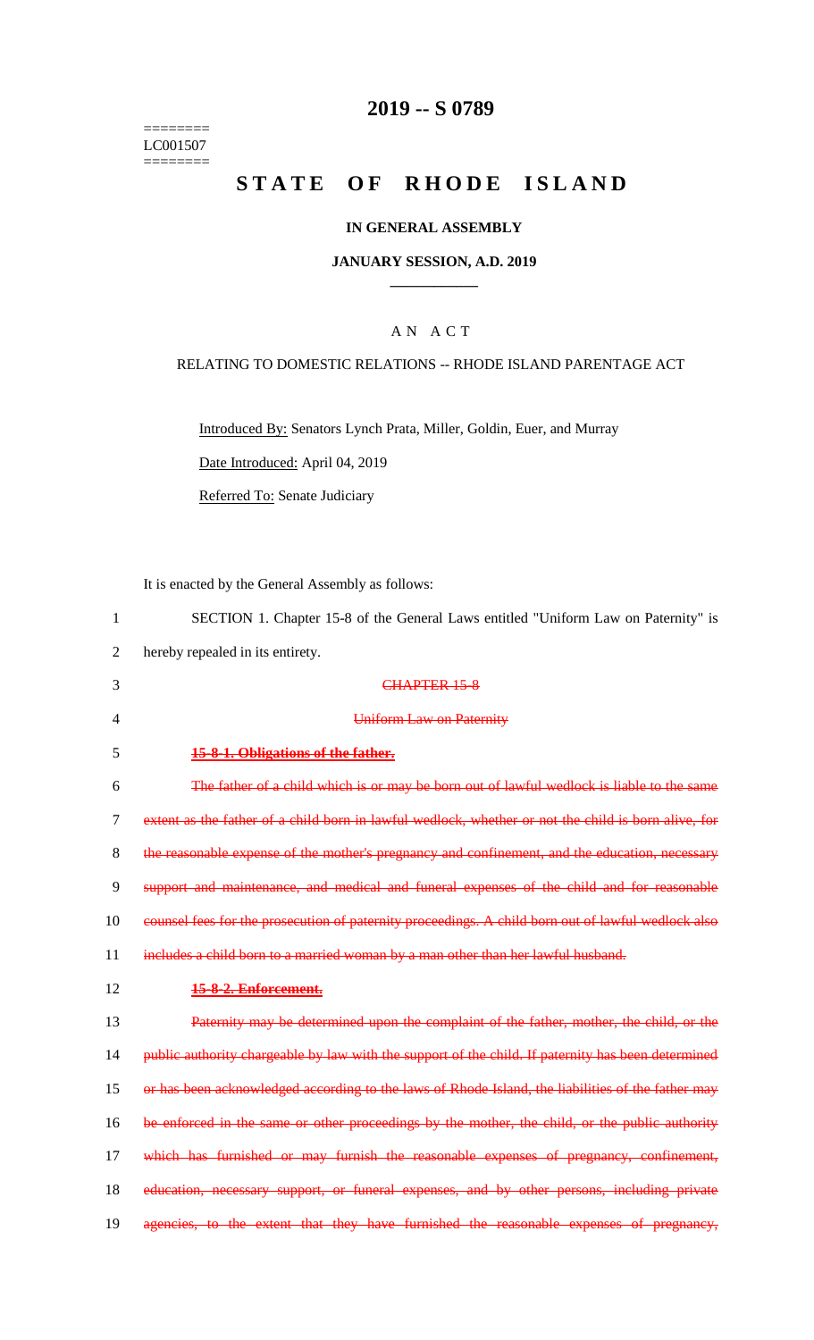========
LC001507
========

# 2019 -- S 0789

# STATE OF RHODE ISLAND

## IN GENERAL ASSEMBLY

### JANUARY SESSION, A.D. 2019

---

### A N A C T

RELATING TO DOMESTIC RELATIONS -- RHODE ISLAND PARENTAGE ACT

Introduced By: Senators Lynch Prata, Miller, Goldin, Euer, and Murray

Date Introduced: April 04, 2019

Referred To: Senate Judiciary

It is enacted by the General Assembly as follows:

1 SECTION 1. Chapter 15-8 of the General Laws entitled "Uniform Law on Paternity" is
2 hereby repealed in its entirety.

3 ~~CHAPTER 15-8~~

4 ~~Uniform Law on Paternity~~

5 ~~**15-8-1. Obligations of the father.**~~

6 ~~The father of a child which is or may be born out of lawful wedlock is liable to the same~~
7 ~~extent as the father of a child born in lawful wedlock, whether or not the child is born alive, for~~
8 ~~the reasonable expense of the mother's pregnancy and confinement, and the education, necessary~~
9 ~~support and maintenance, and medical and funeral expenses of the child and for reasonable~~
10 ~~counsel fees for the prosecution of paternity proceedings. A child born out of lawful wedlock also~~
11 ~~includes a child born to a married woman by a man other than her lawful husband.~~

12 ~~**15-8-2. Enforcement.**~~

13 ~~Paternity may be determined upon the complaint of the father, mother, the child, or the~~
14 ~~public authority chargeable by law with the support of the child. If paternity has been determined~~
15 ~~or has been acknowledged according to the laws of Rhode Island, the liabilities of the father may~~
16 ~~be enforced in the same or other proceedings by the mother, the child, or the public authority~~
17 ~~which has furnished or may furnish the reasonable expenses of pregnancy, confinement,~~
18 ~~education, necessary support, or funeral expenses, and by other persons, including private~~
19 ~~agencies, to the extent that they have furnished the reasonable expenses of pregnancy,~~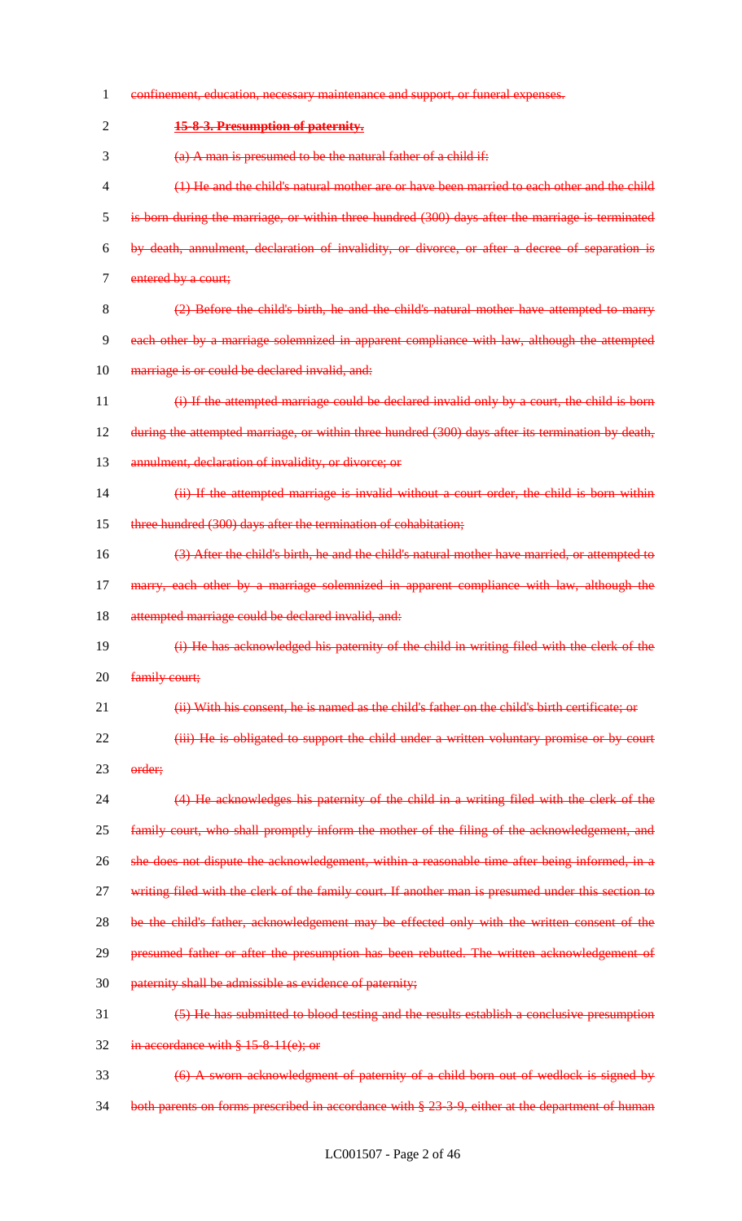~~confinement, education, necessary maintenance and support, or funeral expenses.~~

~~**15-8-3. Presumption of paternity.**~~

~~(a) A man is presumed to be the natural father of a child if:~~

~~(1) He and the child's natural mother are or have been married to each other and the child is born during the marriage, or within three hundred (300) days after the marriage is terminated by death, annulment, declaration of invalidity, or divorce, or after a decree of separation is entered by a court;~~

~~(2) Before the child's birth, he and the child's natural mother have attempted to marry each other by a marriage solemnized in apparent compliance with law, although the attempted marriage is or could be declared invalid, and:~~

~~(i) If the attempted marriage could be declared invalid only by a court, the child is born during the attempted marriage, or within three hundred (300) days after its termination by death, annulment, declaration of invalidity, or divorce; or~~

~~(ii) If the attempted marriage is invalid without a court order, the child is born within three hundred (300) days after the termination of cohabitation;~~

~~(3) After the child's birth, he and the child's natural mother have married, or attempted to marry, each other by a marriage solemnized in apparent compliance with law, although the attempted marriage could be declared invalid, and:~~

~~(i) He has acknowledged his paternity of the child in writing filed with the clerk of the family court;~~

~~(ii) With his consent, he is named as the child's father on the child's birth certificate; or~~

~~(iii) He is obligated to support the child under a written voluntary promise or by court order;~~

~~(4) He acknowledges his paternity of the child in a writing filed with the clerk of the family court, who shall promptly inform the mother of the filing of the acknowledgement, and she does not dispute the acknowledgement, within a reasonable time after being informed, in a writing filed with the clerk of the family court. If another man is presumed under this section to be the child's father, acknowledgement may be effected only with the written consent of the presumed father or after the presumption has been rebutted. The written acknowledgement of paternity shall be admissible as evidence of paternity;~~

~~(5) He has submitted to blood testing and the results establish a conclusive presumption in accordance with § 15-8-11(e); or~~

~~(6) A sworn acknowledgment of paternity of a child born out of wedlock is signed by both parents on forms prescribed in accordance with § 23-3-9, either at the department of human~~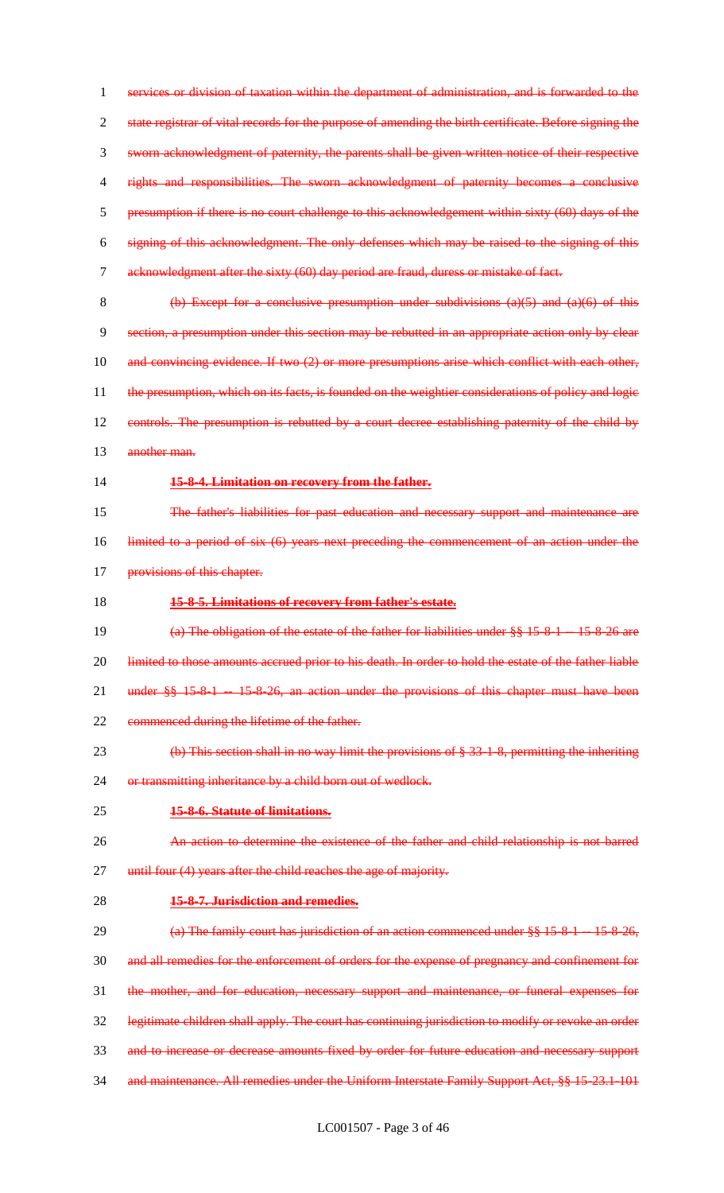services or division of taxation within the department of administration, and is forwarded to the state registrar of vital records for the purpose of amending the birth certificate. Before signing the sworn acknowledgment of paternity, the parents shall be given written notice of their respective rights and responsibilities. The sworn acknowledgment of paternity becomes a conclusive presumption if there is no court challenge to this acknowledgement within sixty (60) days of the signing of this acknowledgment. The only defenses which may be raised to the signing of this acknowledgment after the sixty (60) day period are fraud, duress or mistake of fact.

(b) Except for a conclusive presumption under subdivisions (a)(5) and (a)(6) of this section, a presumption under this section may be rebutted in an appropriate action only by clear and convincing evidence. If two (2) or more presumptions arise which conflict with each other, the presumption, which on its facts, is founded on the weightier considerations of policy and logic controls. The presumption is rebutted by a court decree establishing paternity of the child by another man.

**15-8-4. Limitation on recovery from the father.**

The father's liabilities for past education and necessary support and maintenance are limited to a period of six (6) years next preceding the commencement of an action under the provisions of this chapter.

**15-8-5. Limitations of recovery from father's estate.**

(a) The obligation of the estate of the father for liabilities under §§ 15-8-1 -- 15-8-26 are limited to those amounts accrued prior to his death. In order to hold the estate of the father liable under §§ 15-8-1 -- 15-8-26, an action under the provisions of this chapter must have been commenced during the lifetime of the father.

(b) This section shall in no way limit the provisions of § 33-1-8, permitting the inheriting or transmitting inheritance by a child born out of wedlock.

**15-8-6. Statute of limitations.**

An action to determine the existence of the father and child relationship is not barred until four (4) years after the child reaches the age of majority.

**15-8-7. Jurisdiction and remedies.**

(a) The family court has jurisdiction of an action commenced under §§ 15-8-1 -- 15-8-26, and all remedies for the enforcement of orders for the expense of pregnancy and confinement for the mother, and for education, necessary support and maintenance, or funeral expenses for legitimate children shall apply. The court has continuing jurisdiction to modify or revoke an order and to increase or decrease amounts fixed by order for future education and necessary support and maintenance. All remedies under the Uniform Interstate Family Support Act, §§ 15-23.1-101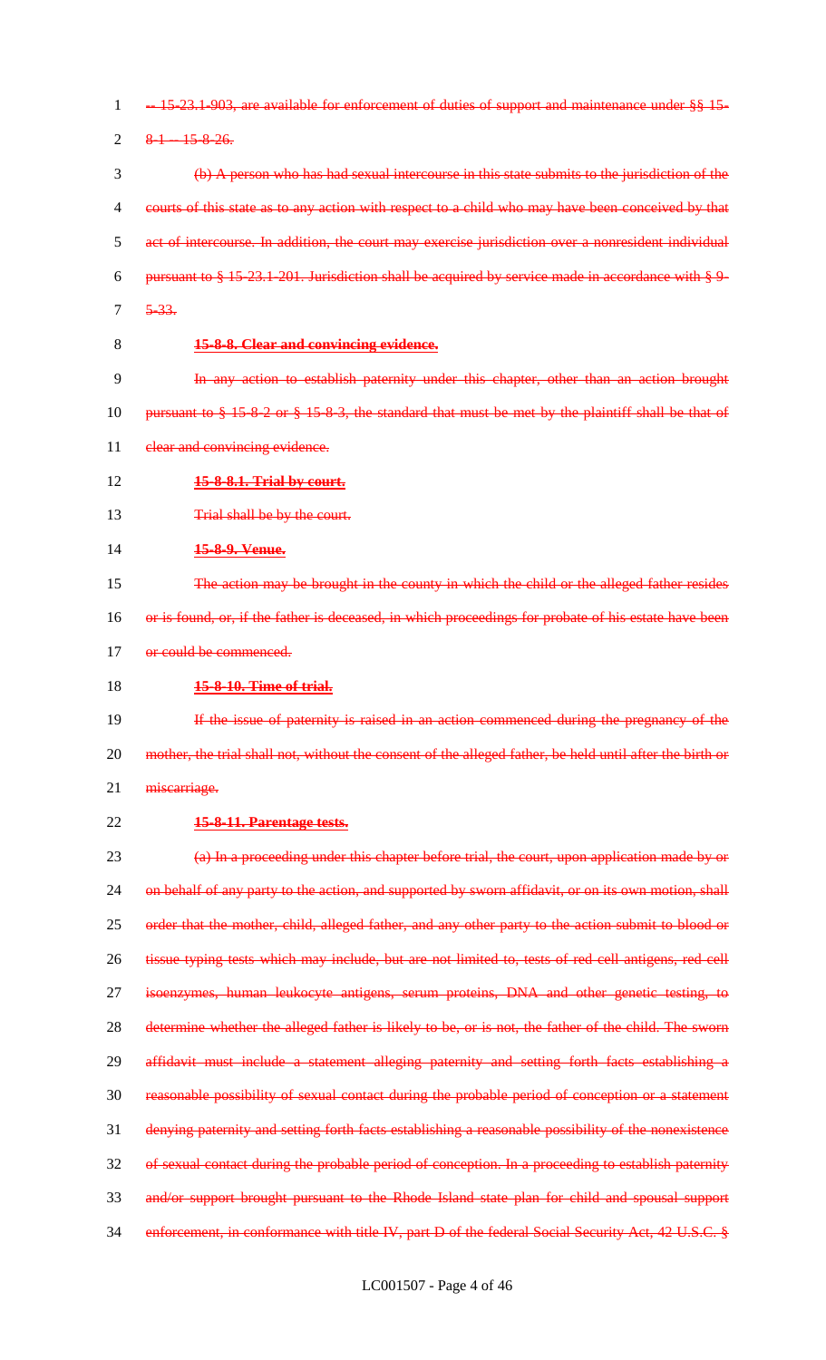~~-- 15-23.1-903, are available for enforcement of duties of support and maintenance under §§ 15-8-1 -- 15-8-26.~~

~~(b) A person who has had sexual intercourse in this state submits to the jurisdiction of the courts of this state as to any action with respect to a child who may have been conceived by that act of intercourse. In addition, the court may exercise jurisdiction over a nonresident individual pursuant to § 15-23.1-201. Jurisdiction shall be acquired by service made in accordance with § 9-5-33.~~

~~**15-8-8. Clear and convincing evidence.**~~

~~In any action to establish paternity under this chapter, other than an action brought pursuant to § 15-8-2 or § 15-8-3, the standard that must be met by the plaintiff shall be that of clear and convincing evidence.~~

~~**15-8-8.1. Trial by court.**~~

~~Trial shall be by the court.~~

~~**15-8-9. Venue.**~~

~~The action may be brought in the county in which the child or the alleged father resides or is found, or, if the father is deceased, in which proceedings for probate of his estate have been or could be commenced.~~

~~**15-8-10. Time of trial.**~~

~~If the issue of paternity is raised in an action commenced during the pregnancy of the mother, the trial shall not, without the consent of the alleged father, be held until after the birth or miscarriage.~~

~~**15-8-11. Parentage tests.**~~

~~(a) In a proceeding under this chapter before trial, the court, upon application made by or on behalf of any party to the action, and supported by sworn affidavit, or on its own motion, shall order that the mother, child, alleged father, and any other party to the action submit to blood or tissue typing tests which may include, but are not limited to, tests of red cell antigens, red cell isoenzymes, human leukocyte antigens, serum proteins, DNA and other genetic testing, to determine whether the alleged father is likely to be, or is not, the father of the child. The sworn affidavit must include a statement alleging paternity and setting forth facts establishing a reasonable possibility of sexual contact during the probable period of conception or a statement denying paternity and setting forth facts establishing a reasonable possibility of the nonexistence of sexual contact during the probable period of conception. In a proceeding to establish paternity and/or support brought pursuant to the Rhode Island state plan for child and spousal support enforcement, in conformance with title IV, part D of the federal Social Security Act, 42 U.S.C. §~~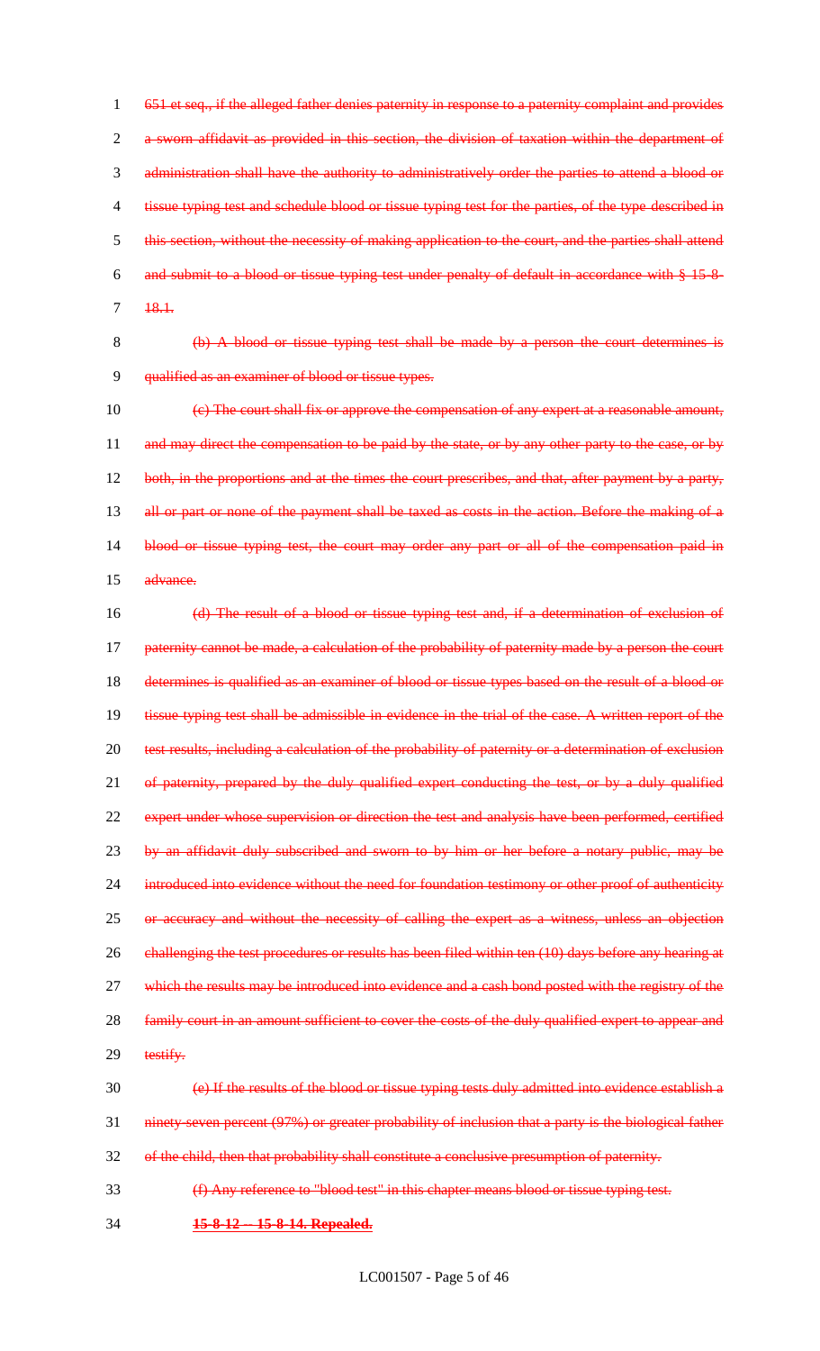651 et seq., if the alleged father denies paternity in response to a paternity complaint and provides a sworn affidavit as provided in this section, the division of taxation within the department of administration shall have the authority to administratively order the parties to attend a blood or tissue typing test and schedule blood or tissue typing test for the parties, of the type described in this section, without the necessity of making application to the court, and the parties shall attend and submit to a blood or tissue typing test under penalty of default in accordance with § 15-8-18.1.

(b) A blood or tissue typing test shall be made by a person the court determines is qualified as an examiner of blood or tissue types.

(c) The court shall fix or approve the compensation of any expert at a reasonable amount, and may direct the compensation to be paid by the state, or by any other party to the case, or by both, in the proportions and at the times the court prescribes, and that, after payment by a party, all or part or none of the payment shall be taxed as costs in the action. Before the making of a blood or tissue typing test, the court may order any part or all of the compensation paid in advance.

(d) The result of a blood or tissue typing test and, if a determination of exclusion of paternity cannot be made, a calculation of the probability of paternity made by a person the court determines is qualified as an examiner of blood or tissue types based on the result of a blood or tissue typing test shall be admissible in evidence in the trial of the case. A written report of the test results, including a calculation of the probability of paternity or a determination of exclusion of paternity, prepared by the duly qualified expert conducting the test, or by a duly qualified expert under whose supervision or direction the test and analysis have been performed, certified by an affidavit duly subscribed and sworn to by him or her before a notary public, may be introduced into evidence without the need for foundation testimony or other proof of authenticity or accuracy and without the necessity of calling the expert as a witness, unless an objection challenging the test procedures or results has been filed within ten (10) days before any hearing at which the results may be introduced into evidence and a cash bond posted with the registry of the family court in an amount sufficient to cover the costs of the duly qualified expert to appear and testify.

(e) If the results of the blood or tissue typing tests duly admitted into evidence establish a ninety-seven percent (97%) or greater probability of inclusion that a party is the biological father of the child, then that probability shall constitute a conclusive presumption of paternity.

(f) Any reference to "blood test" in this chapter means blood or tissue typing test.

**15-8-12 -- 15-8-14. Repealed.**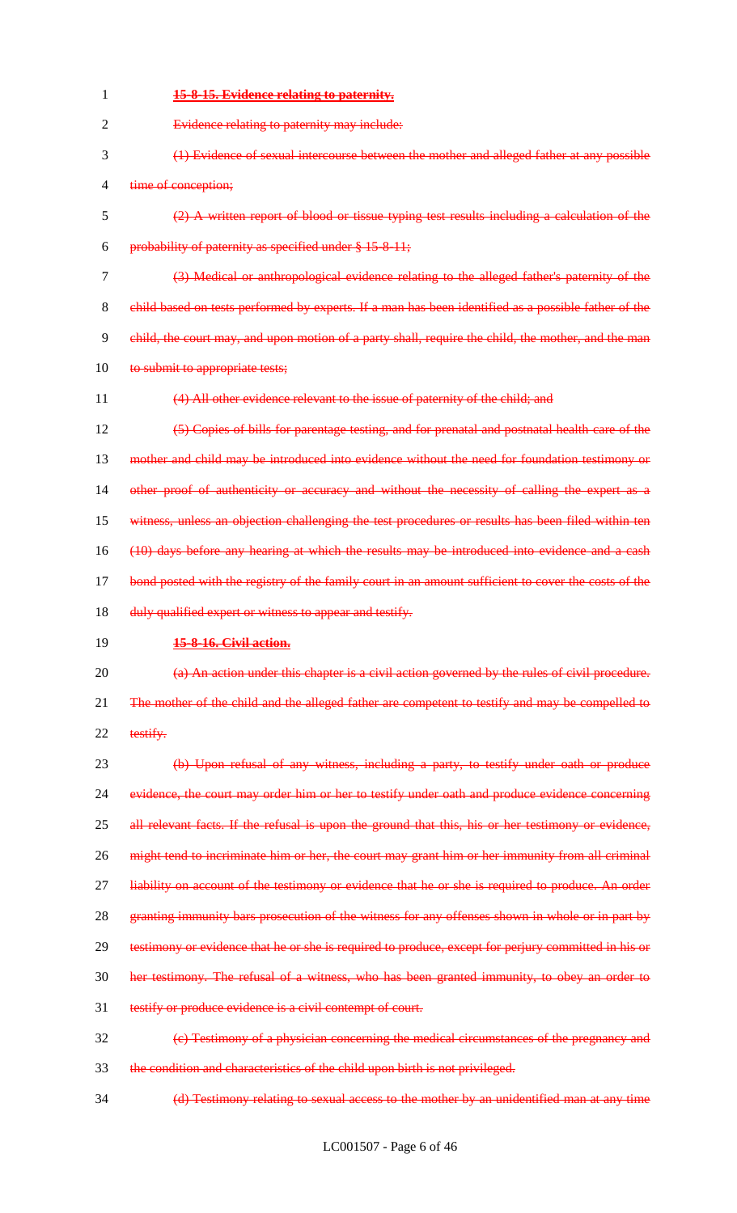**15-8-15. Evidence relating to paternity.**

Evidence relating to paternity may include:

(1) Evidence of sexual intercourse between the mother and alleged father at any possible time of conception;

(2) A written report of blood or tissue typing test results including a calculation of the probability of paternity as specified under § 15-8-11;

(3) Medical or anthropological evidence relating to the alleged father's paternity of the child based on tests performed by experts. If a man has been identified as a possible father of the child, the court may, and upon motion of a party shall, require the child, the mother, and the man to submit to appropriate tests;

(4) All other evidence relevant to the issue of paternity of the child; and

(5) Copies of bills for parentage testing, and for prenatal and postnatal health care of the mother and child may be introduced into evidence without the need for foundation testimony or other proof of authenticity or accuracy and without the necessity of calling the expert as a witness, unless an objection challenging the test procedures or results has been filed within ten (10) days before any hearing at which the results may be introduced into evidence and a cash bond posted with the registry of the family court in an amount sufficient to cover the costs of the duly qualified expert or witness to appear and testify.

**15-8-16. Civil action.**

(a) An action under this chapter is a civil action governed by the rules of civil procedure. The mother of the child and the alleged father are competent to testify and may be compelled to testify.

(b) Upon refusal of any witness, including a party, to testify under oath or produce evidence, the court may order him or her to testify under oath and produce evidence concerning all relevant facts. If the refusal is upon the ground that this, his or her testimony or evidence, might tend to incriminate him or her, the court may grant him or her immunity from all criminal liability on account of the testimony or evidence that he or she is required to produce. An order granting immunity bars prosecution of the witness for any offenses shown in whole or in part by testimony or evidence that he or she is required to produce, except for perjury committed in his or her testimony. The refusal of a witness, who has been granted immunity, to obey an order to testify or produce evidence is a civil contempt of court.

(c) Testimony of a physician concerning the medical circumstances of the pregnancy and the condition and characteristics of the child upon birth is not privileged.

(d) Testimony relating to sexual access to the mother by an unidentified man at any time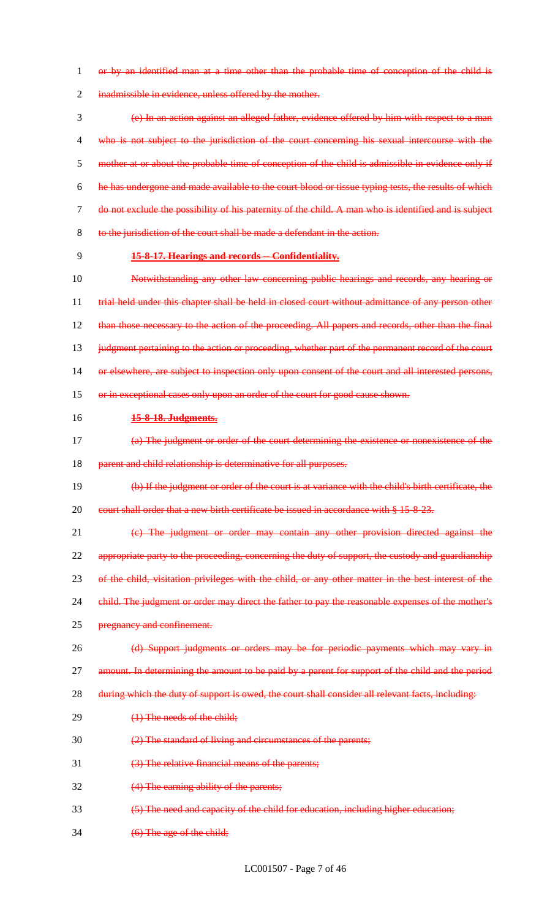~~or by an identified man at a time other than the probable time of conception of the child is inadmissible in evidence, unless offered by the mother.~~

~~(e) In an action against an alleged father, evidence offered by him with respect to a man who is not subject to the jurisdiction of the court concerning his sexual intercourse with the mother at or about the probable time of conception of the child is admissible in evidence only if he has undergone and made available to the court blood or tissue typing tests, the results of which do not exclude the possibility of his paternity of the child. A man who is identified and is subject to the jurisdiction of the court shall be made a defendant in the action.~~

~~**15-8-17. Hearings and records -- Confidentiality.**~~

~~Notwithstanding any other law concerning public hearings and records, any hearing or trial held under this chapter shall be held in closed court without admittance of any person other than those necessary to the action of the proceeding. All papers and records, other than the final judgment pertaining to the action or proceeding, whether part of the permanent record of the court or elsewhere, are subject to inspection only upon consent of the court and all interested persons, or in exceptional cases only upon an order of the court for good cause shown.~~

~~**15-8-18. Judgments.**~~

~~(a) The judgment or order of the court determining the existence or nonexistence of the parent and child relationship is determinative for all purposes.~~

~~(b) If the judgment or order of the court is at variance with the child's birth certificate, the court shall order that a new birth certificate be issued in accordance with § 15-8-23.~~

~~(c) The judgment or order may contain any other provision directed against the appropriate party to the proceeding, concerning the duty of support, the custody and guardianship of the child, visitation privileges with the child, or any other matter in the best interest of the child. The judgment or order may direct the father to pay the reasonable expenses of the mother's pregnancy and confinement.~~

~~(d) Support judgments or orders may be for periodic payments which may vary in amount. In determining the amount to be paid by a parent for support of the child and the period during which the duty of support is owed, the court shall consider all relevant facts, including:~~

~~(1) The needs of the child;~~

~~(2) The standard of living and circumstances of the parents;~~

~~(3) The relative financial means of the parents;~~

~~(4) The earning ability of the parents;~~

~~(5) The need and capacity of the child for education, including higher education;~~

~~(6) The age of the child;~~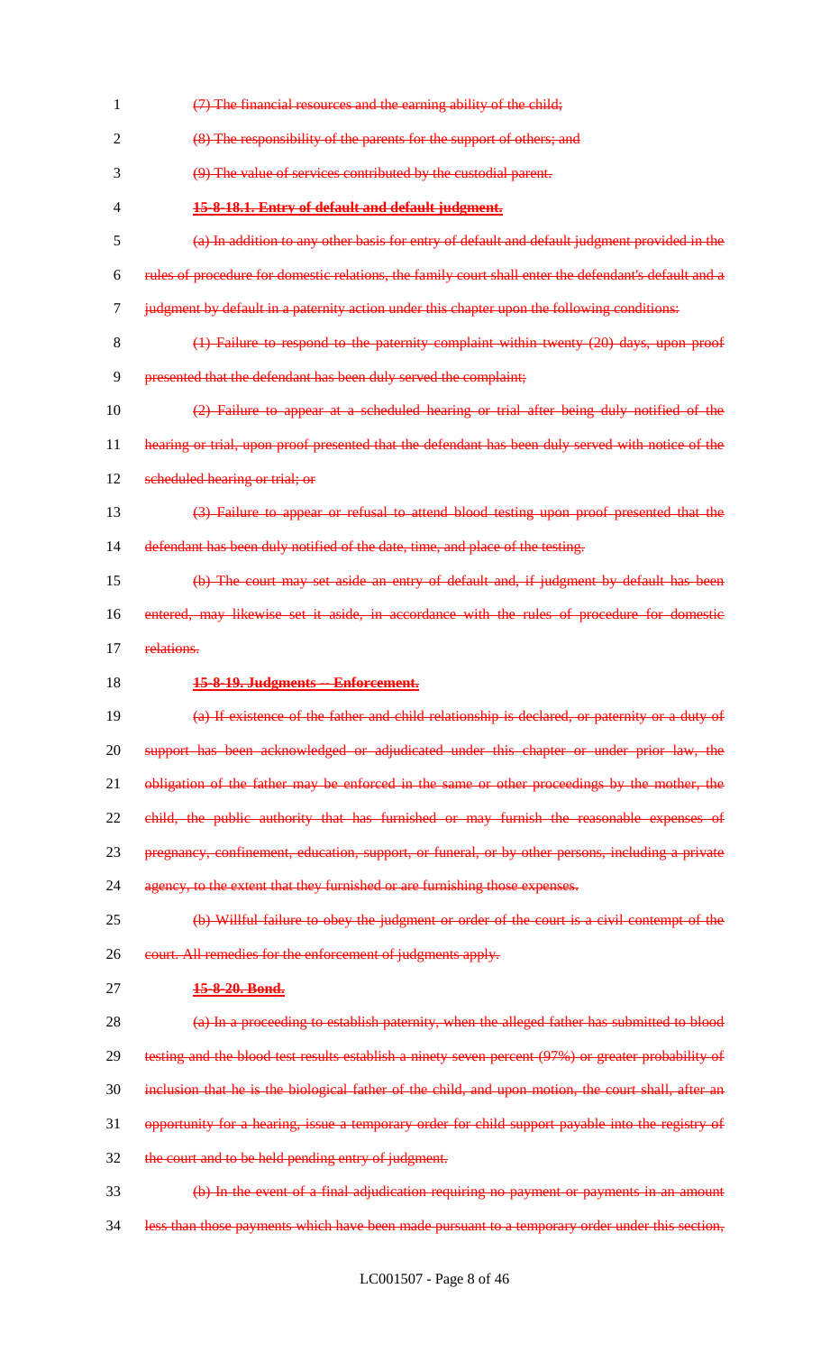~~(7) The financial resources and the earning ability of the child;~~

~~(8) The responsibility of the parents for the support of others; and~~

~~(9) The value of services contributed by the custodial parent.~~

~~**15-8-18.1. Entry of default and default judgment.**~~

~~(a) In addition to any other basis for entry of default and default judgment provided in the rules of procedure for domestic relations, the family court shall enter the defendant's default and a judgment by default in a paternity action under this chapter upon the following conditions:~~

~~(1) Failure to respond to the paternity complaint within twenty (20) days, upon proof presented that the defendant has been duly served the complaint;~~

~~(2) Failure to appear at a scheduled hearing or trial after being duly notified of the hearing or trial, upon proof presented that the defendant has been duly served with notice of the scheduled hearing or trial; or~~

~~(3) Failure to appear or refusal to attend blood testing upon proof presented that the defendant has been duly notified of the date, time, and place of the testing.~~

~~(b) The court may set aside an entry of default and, if judgment by default has been entered, may likewise set it aside, in accordance with the rules of procedure for domestic relations.~~

~~**15-8-19. Judgments -- Enforcement.**~~

~~(a) If existence of the father and child relationship is declared, or paternity or a duty of support has been acknowledged or adjudicated under this chapter or under prior law, the obligation of the father may be enforced in the same or other proceedings by the mother, the child, the public authority that has furnished or may furnish the reasonable expenses of pregnancy, confinement, education, support, or funeral, or by other persons, including a private agency, to the extent that they furnished or are furnishing those expenses.~~

~~(b) Willful failure to obey the judgment or order of the court is a civil contempt of the court. All remedies for the enforcement of judgments apply.~~

~~**15-8-20. Bond.**~~

~~(a) In a proceeding to establish paternity, when the alleged father has submitted to blood testing and the blood test results establish a ninety seven percent (97%) or greater probability of inclusion that he is the biological father of the child, and upon motion, the court shall, after an opportunity for a hearing, issue a temporary order for child support payable into the registry of the court and to be held pending entry of judgment.~~

~~(b) In the event of a final adjudication requiring no payment or payments in an amount less than those payments which have been made pursuant to a temporary order under this section,~~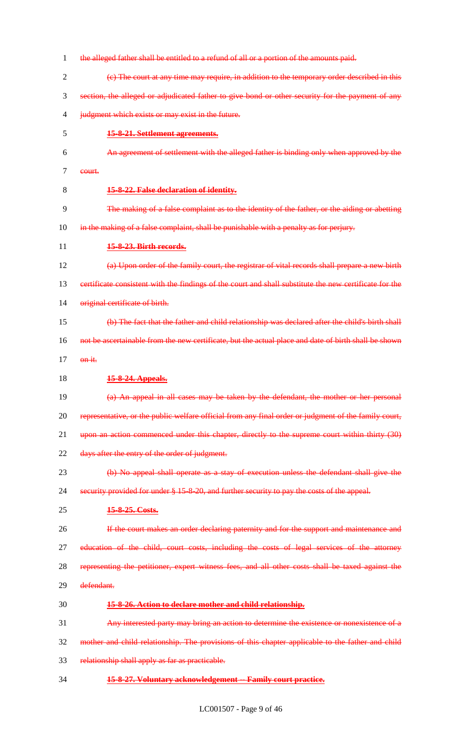~~the alleged father shall be entitled to a refund of all or a portion of the amounts paid.~~

~~(c) The court at any time may require, in addition to the temporary order described in this section, the alleged or adjudicated father to give bond or other security for the payment of any judgment which exists or may exist in the future.~~

~~**15-8-21. Settlement agreements.**~~

~~An agreement of settlement with the alleged father is binding only when approved by the court.~~

~~**15-8-22. False declaration of identity.**~~

~~The making of a false complaint as to the identity of the father, or the aiding or abetting in the making of a false complaint, shall be punishable with a penalty as for perjury.~~

~~**15-8-23. Birth records.**~~

~~(a) Upon order of the family court, the registrar of vital records shall prepare a new birth certificate consistent with the findings of the court and shall substitute the new certificate for the original certificate of birth.~~

~~(b) The fact that the father and child relationship was declared after the child's birth shall not be ascertainable from the new certificate, but the actual place and date of birth shall be shown on it.~~

~~**15-8-24. Appeals.**~~

~~(a) An appeal in all cases may be taken by the defendant, the mother or her personal representative, or the public welfare official from any final order or judgment of the family court, upon an action commenced under this chapter, directly to the supreme court within thirty (30) days after the entry of the order of judgment.~~

~~(b) No appeal shall operate as a stay of execution unless the defendant shall give the security provided for under § 15-8-20, and further security to pay the costs of the appeal.~~

~~**15-8-25. Costs.**~~

~~If the court makes an order declaring paternity and for the support and maintenance and education of the child, court costs, including the costs of legal services of the attorney representing the petitioner, expert witness fees, and all other costs shall be taxed against the defendant.~~

~~**15-8-26. Action to declare mother and child relationship.**~~

~~Any interested party may bring an action to determine the existence or nonexistence of a mother and child relationship. The provisions of this chapter applicable to the father and child relationship shall apply as far as practicable.~~

~~**15-8-27. Voluntary acknowledgement -- Family court practice.**~~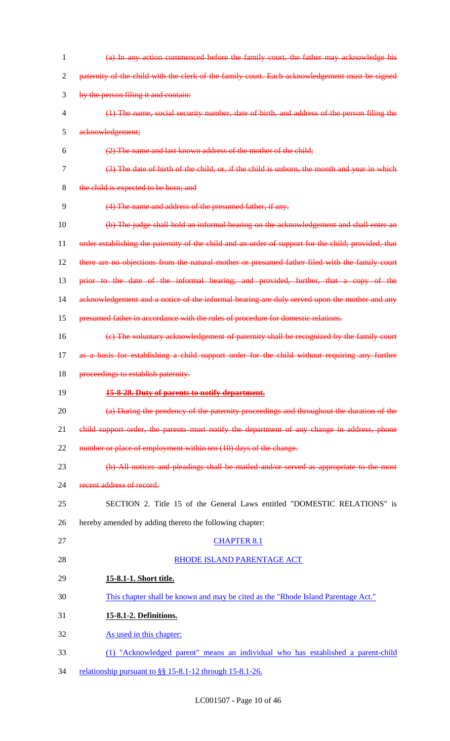~~(a) In any action commenced before the family court, the father may acknowledge his paternity of the child with the clerk of the family court. Each acknowledgement must be signed by the person filing it and contain:~~

~~(1) The name, social security number, date of birth, and address of the person filing the acknowledgement;~~

~~(2) The name and last known address of the mother of the child;~~

~~(3) The date of birth of the child, or, if the child is unborn, the month and year in which the child is expected to be born; and~~

~~(4) The name and address of the presumed father, if any.~~

~~(b) The judge shall hold an informal hearing on the acknowledgement and shall enter an order establishing the paternity of the child and an order of support for the child; provided, that there are no objections from the natural mother or presumed father filed with the family court prior to the date of the informal hearing; and provided, further, that a copy of the acknowledgement and a notice of the informal hearing are duly served upon the mother and any presumed father in accordance with the rules of procedure for domestic relations.~~

~~(c) The voluntary acknowledgement of paternity shall be recognized by the family court as a basis for establishing a child support order for the child without requiring any further proceedings to establish paternity.~~

~~**15-8-28. Duty of parents to notify department.**~~

~~(a) During the pendency of the paternity proceedings and throughout the duration of the child support order, the parents must notify the department of any change in address, phone number or place of employment within ten (10) days of the change.~~

~~(b) All notices and pleadings shall be mailed and/or served as appropriate to the most recent address of record.~~

SECTION 2. Title 15 of the General Laws entitled "DOMESTIC RELATIONS" is hereby amended by adding thereto the following chapter:

<u>CHAPTER 8.1</u>

<u>RHODE ISLAND PARENTAGE ACT</u>

<u>**15-8.1-1. Short title.**</u>

<u>This chapter shall be known and may be cited as the "Rhode Island Parentage Act."</u>

<u>**15-8.1-2. Definitions.**</u>

<u>As used in this chapter:</u>

<u>(1) "Acknowledged parent" means an individual who has established a parent-child relationship pursuant to §§ 15-8.1-12 through 15-8.1-26.</u>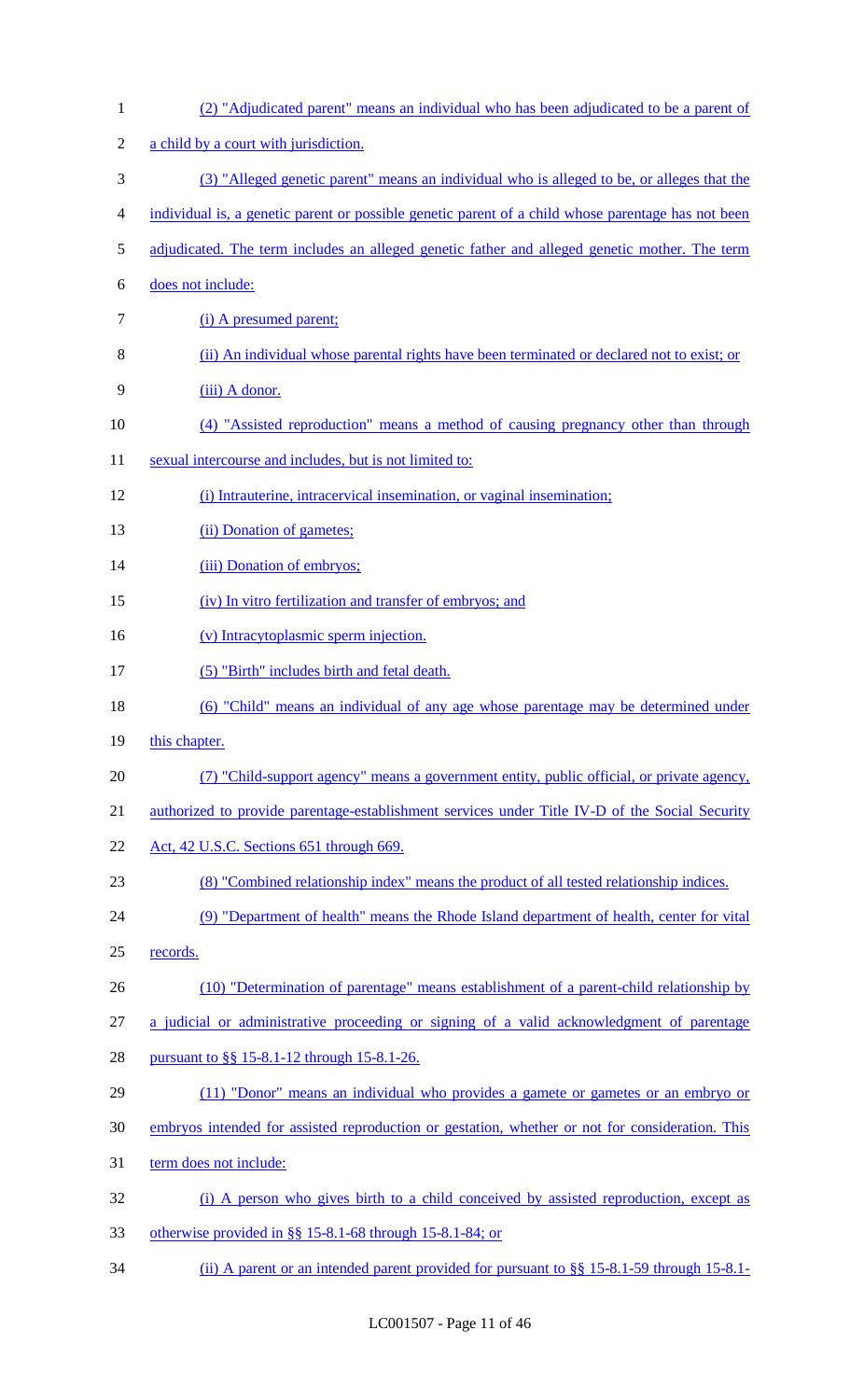(2) "Adjudicated parent" means an individual who has been adjudicated to be a parent of a child by a court with jurisdiction.

(3) "Alleged genetic parent" means an individual who is alleged to be, or alleges that the individual is, a genetic parent or possible genetic parent of a child whose parentage has not been adjudicated. The term includes an alleged genetic father and alleged genetic mother. The term does not include:

(i) A presumed parent;

(ii) An individual whose parental rights have been terminated or declared not to exist; or

(iii) A donor.

(4) "Assisted reproduction" means a method of causing pregnancy other than through sexual intercourse and includes, but is not limited to:

(i) Intrauterine, intracervical insemination, or vaginal insemination;

(ii) Donation of gametes;

(iii) Donation of embryos;

(iv) In vitro fertilization and transfer of embryos; and

(v) Intracytoplasmic sperm injection.

(5) "Birth" includes birth and fetal death.

(6) "Child" means an individual of any age whose parentage may be determined under this chapter.

(7) "Child-support agency" means a government entity, public official, or private agency, authorized to provide parentage-establishment services under Title IV-D of the Social Security Act, 42 U.S.C. Sections 651 through 669.

(8) "Combined relationship index" means the product of all tested relationship indices.

(9) "Department of health" means the Rhode Island department of health, center for vital records.

(10) "Determination of parentage" means establishment of a parent-child relationship by a judicial or administrative proceeding or signing of a valid acknowledgment of parentage pursuant to §§ 15-8.1-12 through 15-8.1-26.

(11) "Donor" means an individual who provides a gamete or gametes or an embryo or embryos intended for assisted reproduction or gestation, whether or not for consideration. This term does not include:

(i) A person who gives birth to a child conceived by assisted reproduction, except as otherwise provided in §§ 15-8.1-68 through 15-8.1-84; or

(ii) A parent or an intended parent provided for pursuant to §§ 15-8.1-59 through 15-8.1-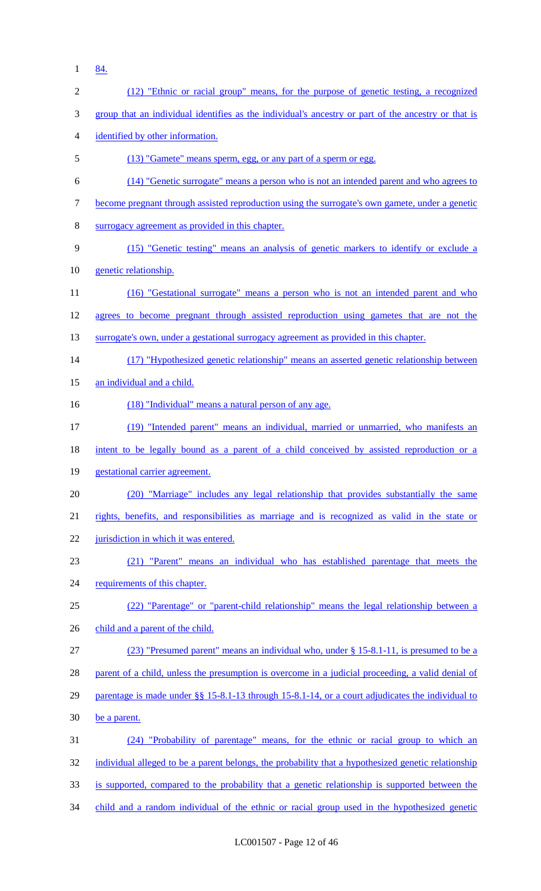84.

(12) "Ethnic or racial group" means, for the purpose of genetic testing, a recognized group that an individual identifies as the individual's ancestry or part of the ancestry or that is identified by other information.

(13) "Gamete" means sperm, egg, or any part of a sperm or egg.

(14) "Genetic surrogate" means a person who is not an intended parent and who agrees to become pregnant through assisted reproduction using the surrogate's own gamete, under a genetic surrogacy agreement as provided in this chapter.

(15) "Genetic testing" means an analysis of genetic markers to identify or exclude a genetic relationship.

(16) "Gestational surrogate" means a person who is not an intended parent and who agrees to become pregnant through assisted reproduction using gametes that are not the surrogate's own, under a gestational surrogacy agreement as provided in this chapter.

(17) "Hypothesized genetic relationship" means an asserted genetic relationship between an individual and a child.

(18) "Individual" means a natural person of any age.

(19) "Intended parent" means an individual, married or unmarried, who manifests an intent to be legally bound as a parent of a child conceived by assisted reproduction or a gestational carrier agreement.

(20) "Marriage" includes any legal relationship that provides substantially the same rights, benefits, and responsibilities as marriage and is recognized as valid in the state or jurisdiction in which it was entered.

(21) "Parent" means an individual who has established parentage that meets the requirements of this chapter.

(22) "Parentage" or "parent-child relationship" means the legal relationship between a child and a parent of the child.

(23) "Presumed parent" means an individual who, under § 15-8.1-11, is presumed to be a parent of a child, unless the presumption is overcome in a judicial proceeding, a valid denial of parentage is made under §§ 15-8.1-13 through 15-8.1-14, or a court adjudicates the individual to be a parent.

(24) "Probability of parentage" means, for the ethnic or racial group to which an individual alleged to be a parent belongs, the probability that a hypothesized genetic relationship is supported, compared to the probability that a genetic relationship is supported between the child and a random individual of the ethnic or racial group used in the hypothesized genetic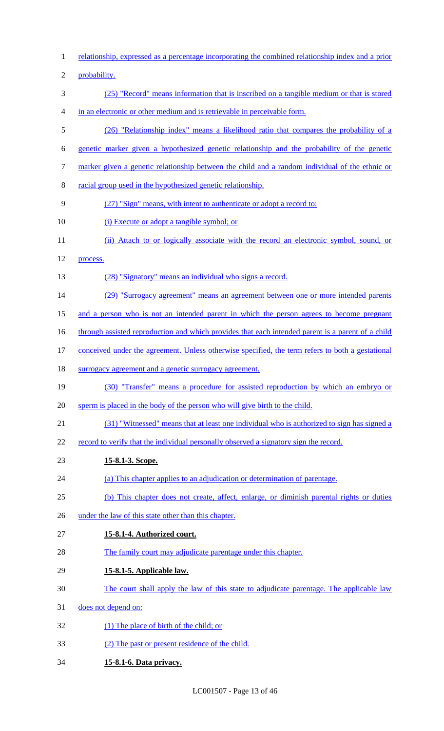relationship, expressed as a percentage incorporating the combined relationship index and a prior probability.

(25) "Record" means information that is inscribed on a tangible medium or that is stored in an electronic or other medium and is retrievable in perceivable form.

(26) "Relationship index" means a likelihood ratio that compares the probability of a genetic marker given a hypothesized genetic relationship and the probability of the genetic marker given a genetic relationship between the child and a random individual of the ethnic or racial group used in the hypothesized genetic relationship.

(27) "Sign" means, with intent to authenticate or adopt a record to:

(i) Execute or adopt a tangible symbol; or

(ii) Attach to or logically associate with the record an electronic symbol, sound, or process.

(28) "Signatory" means an individual who signs a record.

(29) "Surrogacy agreement" means an agreement between one or more intended parents and a person who is not an intended parent in which the person agrees to become pregnant through assisted reproduction and which provides that each intended parent is a parent of a child conceived under the agreement. Unless otherwise specified, the term refers to both a gestational surrogacy agreement and a genetic surrogacy agreement.

(30) "Transfer" means a procedure for assisted reproduction by which an embryo or sperm is placed in the body of the person who will give birth to the child.

(31) "Witnessed" means that at least one individual who is authorized to sign has signed a record to verify that the individual personally observed a signatory sign the record.

**15-8.1-3. Scope.**

(a) This chapter applies to an adjudication or determination of parentage.

(b) This chapter does not create, affect, enlarge, or diminish parental rights or duties under the law of this state other than this chapter.

**15-8.1-4. Authorized court.**

The family court may adjudicate parentage under this chapter.

**15-8.1-5. Applicable law.**

The court shall apply the law of this state to adjudicate parentage. The applicable law does not depend on:

(1) The place of birth of the child; or

(2) The past or present residence of the child.

**15-8.1-6. Data privacy.**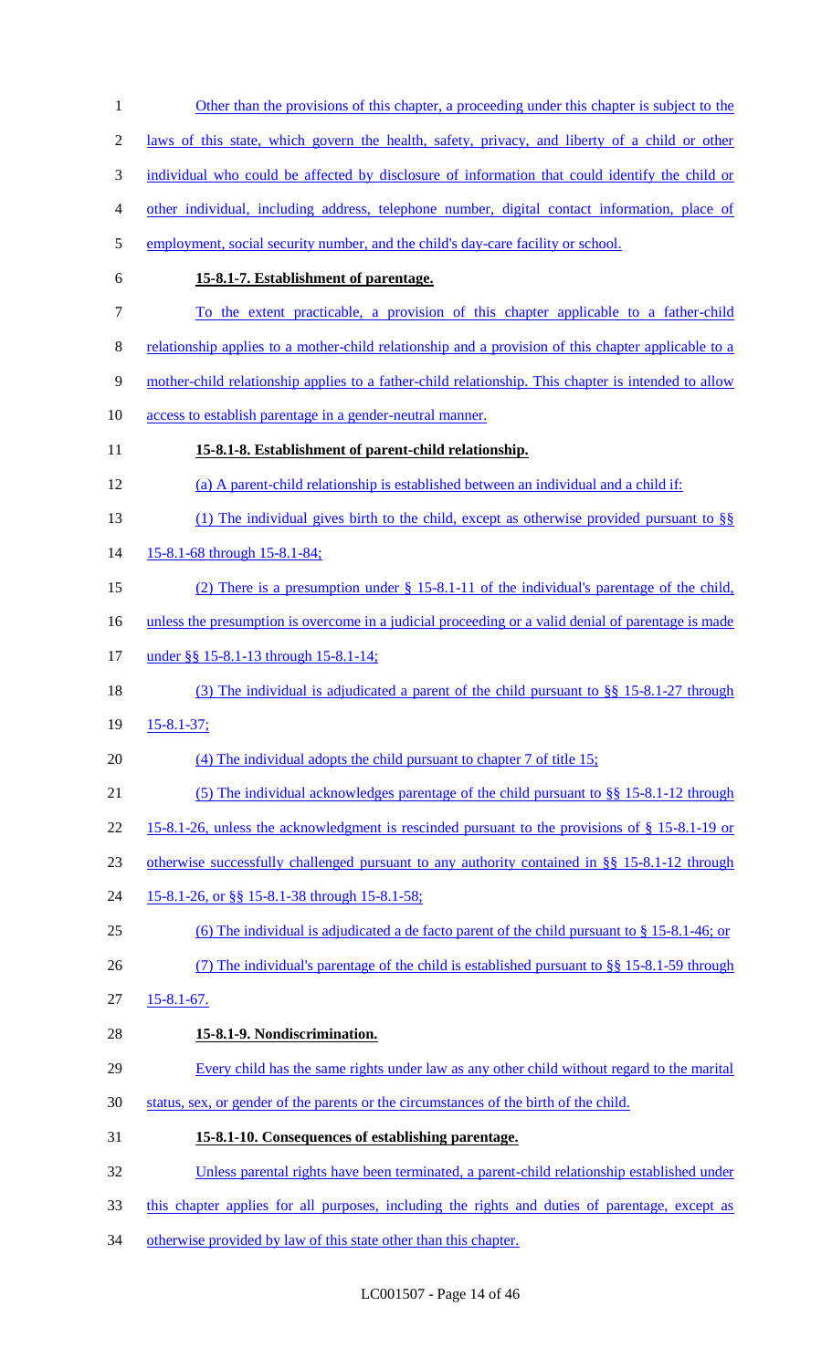Other than the provisions of this chapter, a proceeding under this chapter is subject to the laws of this state, which govern the health, safety, privacy, and liberty of a child or other individual who could be affected by disclosure of information that could identify the child or other individual, including address, telephone number, digital contact information, place of employment, social security number, and the child's day-care facility or school.

**15-8.1-7. Establishment of parentage.**

To the extent practicable, a provision of this chapter applicable to a father-child relationship applies to a mother-child relationship and a provision of this chapter applicable to a mother-child relationship applies to a father-child relationship. This chapter is intended to allow access to establish parentage in a gender-neutral manner.

**15-8.1-8. Establishment of parent-child relationship.**

(a) A parent-child relationship is established between an individual and a child if:

(1) The individual gives birth to the child, except as otherwise provided pursuant to §§ 15-8.1-68 through 15-8.1-84;

(2) There is a presumption under § 15-8.1-11 of the individual's parentage of the child, unless the presumption is overcome in a judicial proceeding or a valid denial of parentage is made under §§ 15-8.1-13 through 15-8.1-14;

(3) The individual is adjudicated a parent of the child pursuant to §§ 15-8.1-27 through 15-8.1-37;

(4) The individual adopts the child pursuant to chapter 7 of title 15;

(5) The individual acknowledges parentage of the child pursuant to §§ 15-8.1-12 through 15-8.1-26, unless the acknowledgment is rescinded pursuant to the provisions of § 15-8.1-19 or otherwise successfully challenged pursuant to any authority contained in §§ 15-8.1-12 through 15-8.1-26, or §§ 15-8.1-38 through 15-8.1-58;

(6) The individual is adjudicated a de facto parent of the child pursuant to § 15-8.1-46; or

(7) The individual's parentage of the child is established pursuant to §§ 15-8.1-59 through 15-8.1-67.

**15-8.1-9. Nondiscrimination.**

Every child has the same rights under law as any other child without regard to the marital status, sex, or gender of the parents or the circumstances of the birth of the child.

**15-8.1-10. Consequences of establishing parentage.**

Unless parental rights have been terminated, a parent-child relationship established under this chapter applies for all purposes, including the rights and duties of parentage, except as otherwise provided by law of this state other than this chapter.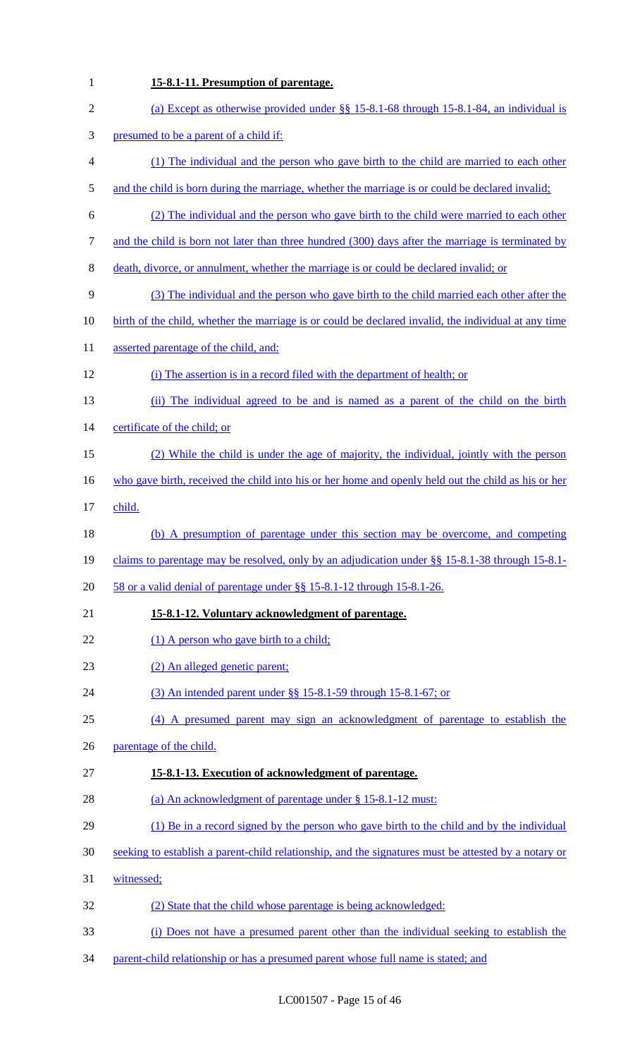**15-8.1-11. Presumption of parentage.**

(a) Except as otherwise provided under §§ 15-8.1-68 through 15-8.1-84, an individual is presumed to be a parent of a child if:

(1) The individual and the person who gave birth to the child are married to each other and the child is born during the marriage, whether the marriage is or could be declared invalid;

(2) The individual and the person who gave birth to the child were married to each other and the child is born not later than three hundred (300) days after the marriage is terminated by death, divorce, or annulment, whether the marriage is or could be declared invalid; or

(3) The individual and the person who gave birth to the child married each other after the birth of the child, whether the marriage is or could be declared invalid, the individual at any time asserted parentage of the child, and:

(i) The assertion is in a record filed with the department of health; or

(ii) The individual agreed to be and is named as a parent of the child on the birth certificate of the child; or

(2) While the child is under the age of majority, the individual, jointly with the person who gave birth, received the child into his or her home and openly held out the child as his or her child.

(b) A presumption of parentage under this section may be overcome, and competing claims to parentage may be resolved, only by an adjudication under §§ 15-8.1-38 through 15-8.1-58 or a valid denial of parentage under §§ 15-8.1-12 through 15-8.1-26.

**15-8.1-12. Voluntary acknowledgment of parentage.**

(1) A person who gave birth to a child;

(2) An alleged genetic parent;

(3) An intended parent under §§ 15-8.1-59 through 15-8.1-67; or

(4) A presumed parent may sign an acknowledgment of parentage to establish the parentage of the child.

**15-8.1-13. Execution of acknowledgment of parentage.**

(a) An acknowledgment of parentage under § 15-8.1-12 must:

(1) Be in a record signed by the person who gave birth to the child and by the individual seeking to establish a parent-child relationship, and the signatures must be attested by a notary or witnessed;

(2) State that the child whose parentage is being acknowledged:

(i) Does not have a presumed parent other than the individual seeking to establish the parent-child relationship or has a presumed parent whose full name is stated; and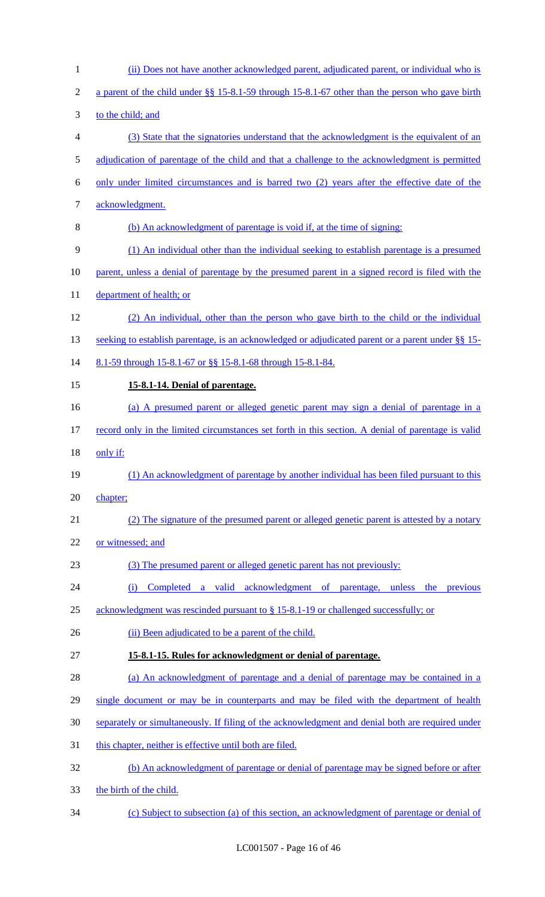(ii) Does not have another acknowledged parent, adjudicated parent, or individual who is a parent of the child under §§ 15-8.1-59 through 15-8.1-67 other than the person who gave birth to the child; and

(3) State that the signatories understand that the acknowledgment is the equivalent of an adjudication of parentage of the child and that a challenge to the acknowledgment is permitted only under limited circumstances and is barred two (2) years after the effective date of the acknowledgment.

(b) An acknowledgment of parentage is void if, at the time of signing:

(1) An individual other than the individual seeking to establish parentage is a presumed parent, unless a denial of parentage by the presumed parent in a signed record is filed with the department of health; or

(2) An individual, other than the person who gave birth to the child or the individual seeking to establish parentage, is an acknowledged or adjudicated parent or a parent under §§ 15-8.1-59 through 15-8.1-67 or §§ 15-8.1-68 through 15-8.1-84.

**15-8.1-14. Denial of parentage.**

(a) A presumed parent or alleged genetic parent may sign a denial of parentage in a record only in the limited circumstances set forth in this section. A denial of parentage is valid only if:

(1) An acknowledgment of parentage by another individual has been filed pursuant to this chapter;

(2) The signature of the presumed parent or alleged genetic parent is attested by a notary or witnessed; and

(3) The presumed parent or alleged genetic parent has not previously:

(i) Completed a valid acknowledgment of parentage, unless the previous acknowledgment was rescinded pursuant to § 15-8.1-19 or challenged successfully; or

(ii) Been adjudicated to be a parent of the child.

**15-8.1-15. Rules for acknowledgment or denial of parentage.**

(a) An acknowledgment of parentage and a denial of parentage may be contained in a single document or may be in counterparts and may be filed with the department of health separately or simultaneously. If filing of the acknowledgment and denial both are required under this chapter, neither is effective until both are filed.

(b) An acknowledgment of parentage or denial of parentage may be signed before or after the birth of the child.

(c) Subject to subsection (a) of this section, an acknowledgment of parentage or denial of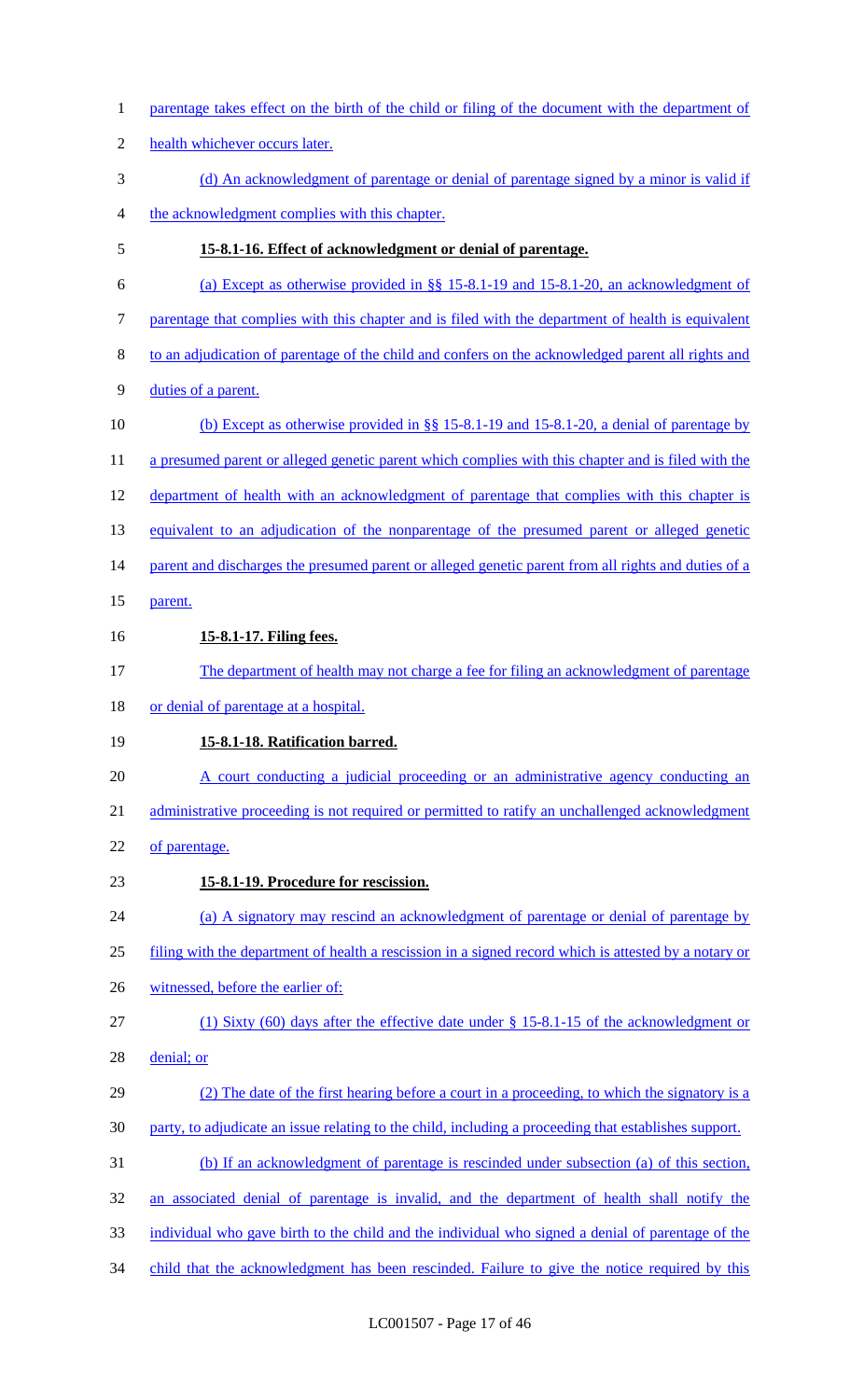parentage takes effect on the birth of the child or filing of the document with the department of health whichever occurs later.

(d) An acknowledgment of parentage or denial of parentage signed by a minor is valid if the acknowledgment complies with this chapter.

**15-8.1-16. Effect of acknowledgment or denial of parentage.**

(a) Except as otherwise provided in §§ 15-8.1-19 and 15-8.1-20, an acknowledgment of parentage that complies with this chapter and is filed with the department of health is equivalent to an adjudication of parentage of the child and confers on the acknowledged parent all rights and duties of a parent.

(b) Except as otherwise provided in §§ 15-8.1-19 and 15-8.1-20, a denial of parentage by a presumed parent or alleged genetic parent which complies with this chapter and is filed with the department of health with an acknowledgment of parentage that complies with this chapter is equivalent to an adjudication of the nonparentage of the presumed parent or alleged genetic parent and discharges the presumed parent or alleged genetic parent from all rights and duties of a parent.

**15-8.1-17. Filing fees.**

The department of health may not charge a fee for filing an acknowledgment of parentage or denial of parentage at a hospital.

**15-8.1-18. Ratification barred.**

A court conducting a judicial proceeding or an administrative agency conducting an administrative proceeding is not required or permitted to ratify an unchallenged acknowledgment of parentage.

**15-8.1-19. Procedure for rescission.**

(a) A signatory may rescind an acknowledgment of parentage or denial of parentage by filing with the department of health a rescission in a signed record which is attested by a notary or witnessed, before the earlier of:

(1) Sixty (60) days after the effective date under § 15-8.1-15 of the acknowledgment or denial; or

(2) The date of the first hearing before a court in a proceeding, to which the signatory is a party, to adjudicate an issue relating to the child, including a proceeding that establishes support.

(b) If an acknowledgment of parentage is rescinded under subsection (a) of this section, an associated denial of parentage is invalid, and the department of health shall notify the individual who gave birth to the child and the individual who signed a denial of parentage of the child that the acknowledgment has been rescinded. Failure to give the notice required by this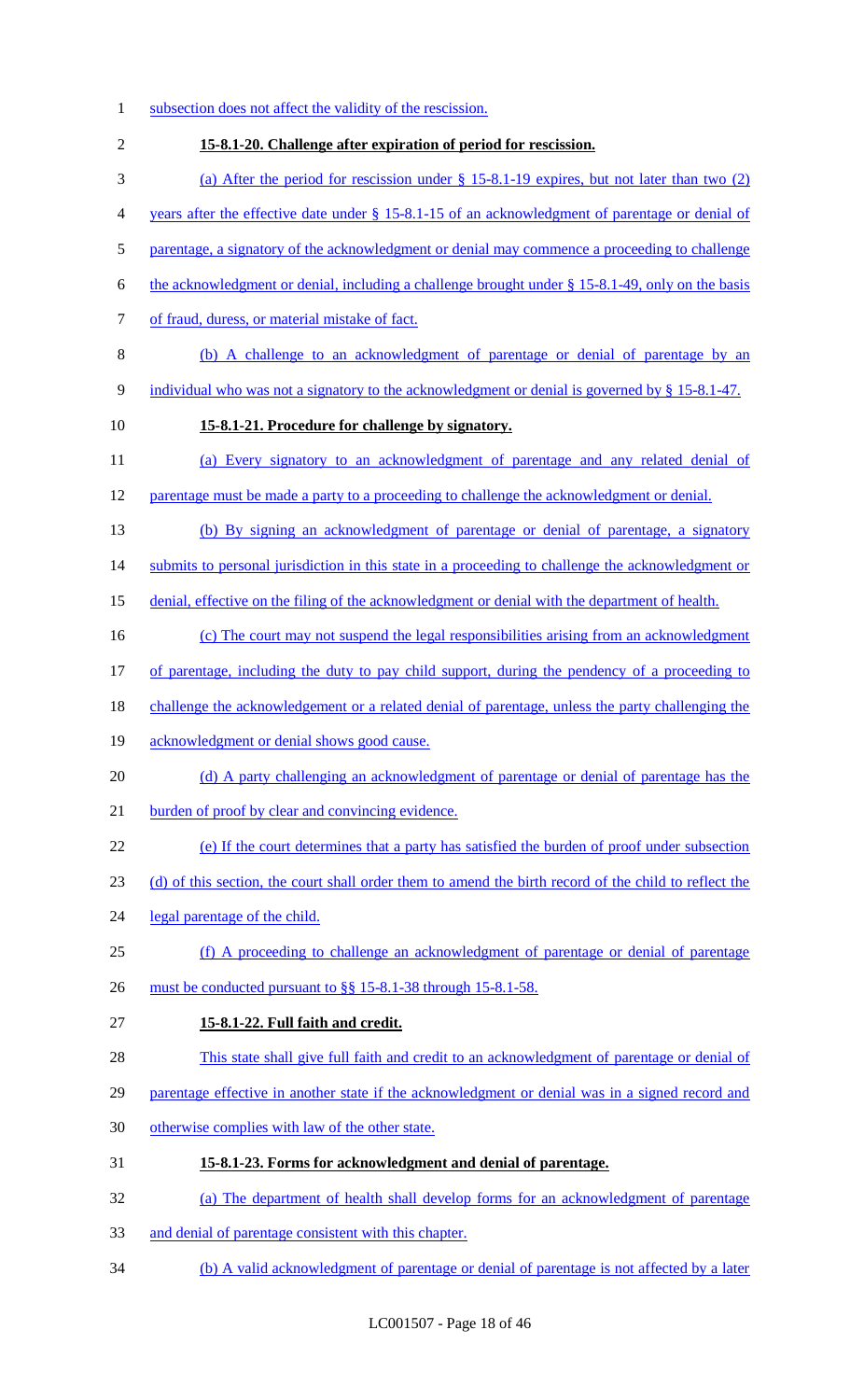subsection does not affect the validity of the rescission.

**15-8.1-20. Challenge after expiration of period for rescission.**

(a) After the period for rescission under § 15-8.1-19 expires, but not later than two (2) years after the effective date under § 15-8.1-15 of an acknowledgment of parentage or denial of parentage, a signatory of the acknowledgment or denial may commence a proceeding to challenge the acknowledgment or denial, including a challenge brought under § 15-8.1-49, only on the basis of fraud, duress, or material mistake of fact.

(b) A challenge to an acknowledgment of parentage or denial of parentage by an individual who was not a signatory to the acknowledgment or denial is governed by § 15-8.1-47.

**15-8.1-21. Procedure for challenge by signatory.**

(a) Every signatory to an acknowledgment of parentage and any related denial of parentage must be made a party to a proceeding to challenge the acknowledgment or denial.

(b) By signing an acknowledgment of parentage or denial of parentage, a signatory submits to personal jurisdiction in this state in a proceeding to challenge the acknowledgment or denial, effective on the filing of the acknowledgment or denial with the department of health.

(c) The court may not suspend the legal responsibilities arising from an acknowledgment of parentage, including the duty to pay child support, during the pendency of a proceeding to challenge the acknowledgement or a related denial of parentage, unless the party challenging the acknowledgment or denial shows good cause.

(d) A party challenging an acknowledgment of parentage or denial of parentage has the burden of proof by clear and convincing evidence.

(e) If the court determines that a party has satisfied the burden of proof under subsection (d) of this section, the court shall order them to amend the birth record of the child to reflect the legal parentage of the child.

(f) A proceeding to challenge an acknowledgment of parentage or denial of parentage must be conducted pursuant to §§ 15-8.1-38 through 15-8.1-58.

**15-8.1-22. Full faith and credit.**

This state shall give full faith and credit to an acknowledgment of parentage or denial of parentage effective in another state if the acknowledgment or denial was in a signed record and otherwise complies with law of the other state.

**15-8.1-23. Forms for acknowledgment and denial of parentage.**

(a) The department of health shall develop forms for an acknowledgment of parentage and denial of parentage consistent with this chapter.

(b) A valid acknowledgment of parentage or denial of parentage is not affected by a later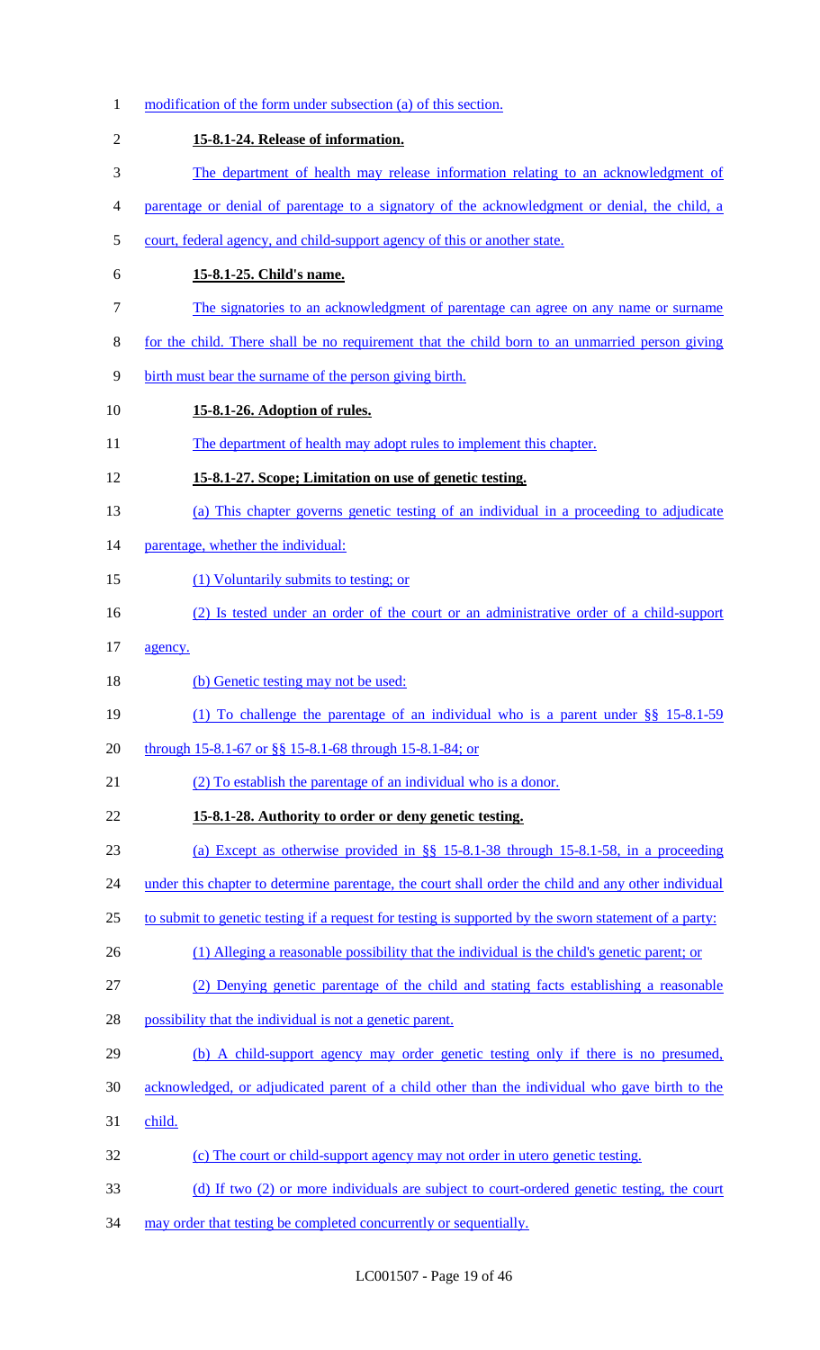modification of the form under subsection (a) of this section.

**15-8.1-24. Release of information.**

The department of health may release information relating to an acknowledgment of parentage or denial of parentage to a signatory of the acknowledgment or denial, the child, a court, federal agency, and child-support agency of this or another state.

**15-8.1-25. Child's name.**

The signatories to an acknowledgment of parentage can agree on any name or surname for the child. There shall be no requirement that the child born to an unmarried person giving birth must bear the surname of the person giving birth.

**15-8.1-26. Adoption of rules.**

The department of health may adopt rules to implement this chapter.

**15-8.1-27. Scope; Limitation on use of genetic testing.**

(a) This chapter governs genetic testing of an individual in a proceeding to adjudicate parentage, whether the individual:

(1) Voluntarily submits to testing; or

(2) Is tested under an order of the court or an administrative order of a child-support agency.

(b) Genetic testing may not be used:

(1) To challenge the parentage of an individual who is a parent under §§ 15-8.1-59 through 15-8.1-67 or §§ 15-8.1-68 through 15-8.1-84; or

(2) To establish the parentage of an individual who is a donor.

**15-8.1-28. Authority to order or deny genetic testing.**

(a) Except as otherwise provided in §§ 15-8.1-38 through 15-8.1-58, in a proceeding under this chapter to determine parentage, the court shall order the child and any other individual to submit to genetic testing if a request for testing is supported by the sworn statement of a party:

(1) Alleging a reasonable possibility that the individual is the child's genetic parent; or

(2) Denying genetic parentage of the child and stating facts establishing a reasonable possibility that the individual is not a genetic parent.

(b) A child-support agency may order genetic testing only if there is no presumed, acknowledged, or adjudicated parent of a child other than the individual who gave birth to the child.

(c) The court or child-support agency may not order in utero genetic testing.

(d) If two (2) or more individuals are subject to court-ordered genetic testing, the court may order that testing be completed concurrently or sequentially.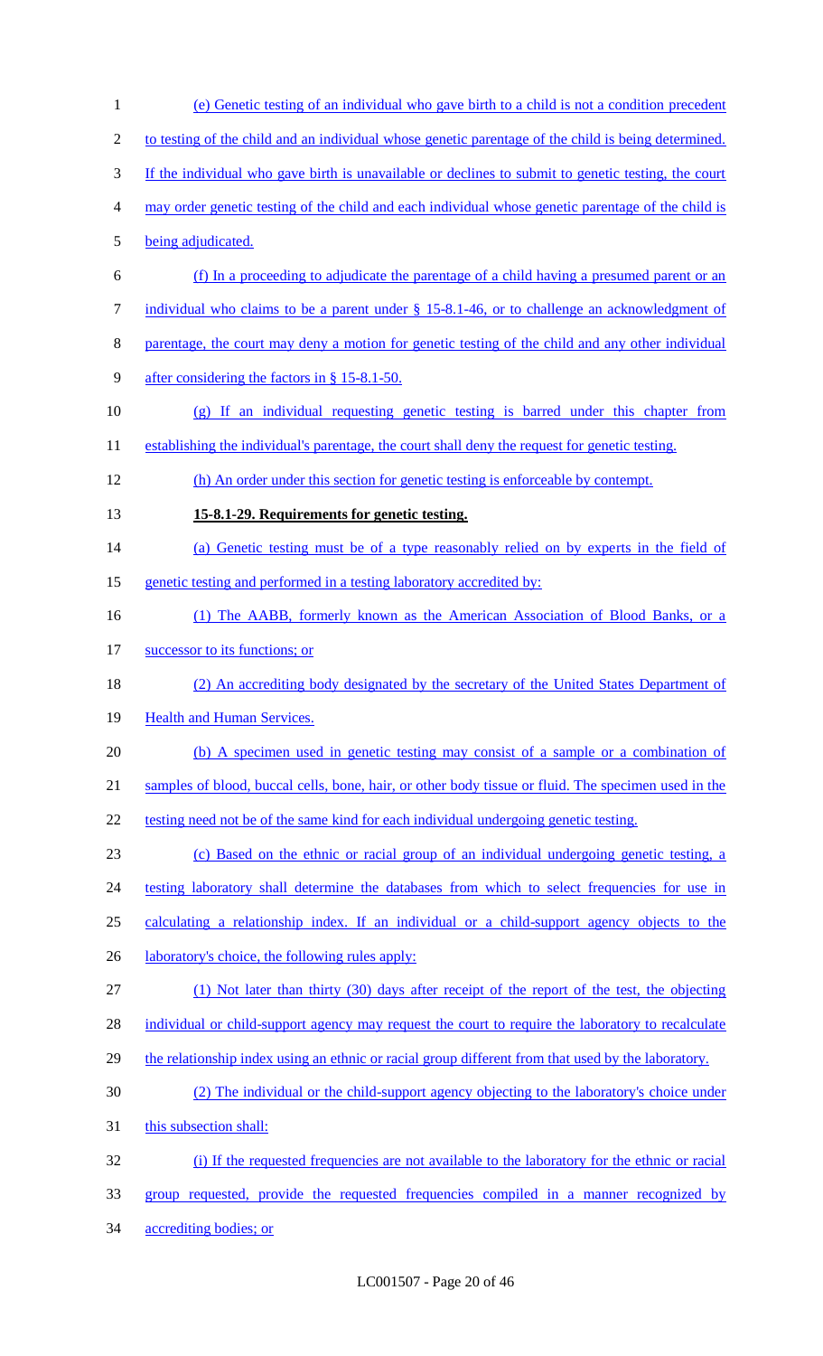(e) Genetic testing of an individual who gave birth to a child is not a condition precedent to testing of the child and an individual whose genetic parentage of the child is being determined. If the individual who gave birth is unavailable or declines to submit to genetic testing, the court may order genetic testing of the child and each individual whose genetic parentage of the child is being adjudicated.

(f) In a proceeding to adjudicate the parentage of a child having a presumed parent or an individual who claims to be a parent under § 15-8.1-46, or to challenge an acknowledgment of parentage, the court may deny a motion for genetic testing of the child and any other individual after considering the factors in § 15-8.1-50.

(g) If an individual requesting genetic testing is barred under this chapter from establishing the individual's parentage, the court shall deny the request for genetic testing.

(h) An order under this section for genetic testing is enforceable by contempt.

**15-8.1-29. Requirements for genetic testing.**

(a) Genetic testing must be of a type reasonably relied on by experts in the field of genetic testing and performed in a testing laboratory accredited by:

(1) The AABB, formerly known as the American Association of Blood Banks, or a successor to its functions; or

(2) An accrediting body designated by the secretary of the United States Department of Health and Human Services.

(b) A specimen used in genetic testing may consist of a sample or a combination of samples of blood, buccal cells, bone, hair, or other body tissue or fluid. The specimen used in the testing need not be of the same kind for each individual undergoing genetic testing.

(c) Based on the ethnic or racial group of an individual undergoing genetic testing, a testing laboratory shall determine the databases from which to select frequencies for use in calculating a relationship index. If an individual or a child-support agency objects to the laboratory's choice, the following rules apply:

(1) Not later than thirty (30) days after receipt of the report of the test, the objecting individual or child-support agency may request the court to require the laboratory to recalculate the relationship index using an ethnic or racial group different from that used by the laboratory.

(2) The individual or the child-support agency objecting to the laboratory's choice under this subsection shall:

(i) If the requested frequencies are not available to the laboratory for the ethnic or racial group requested, provide the requested frequencies compiled in a manner recognized by accrediting bodies; or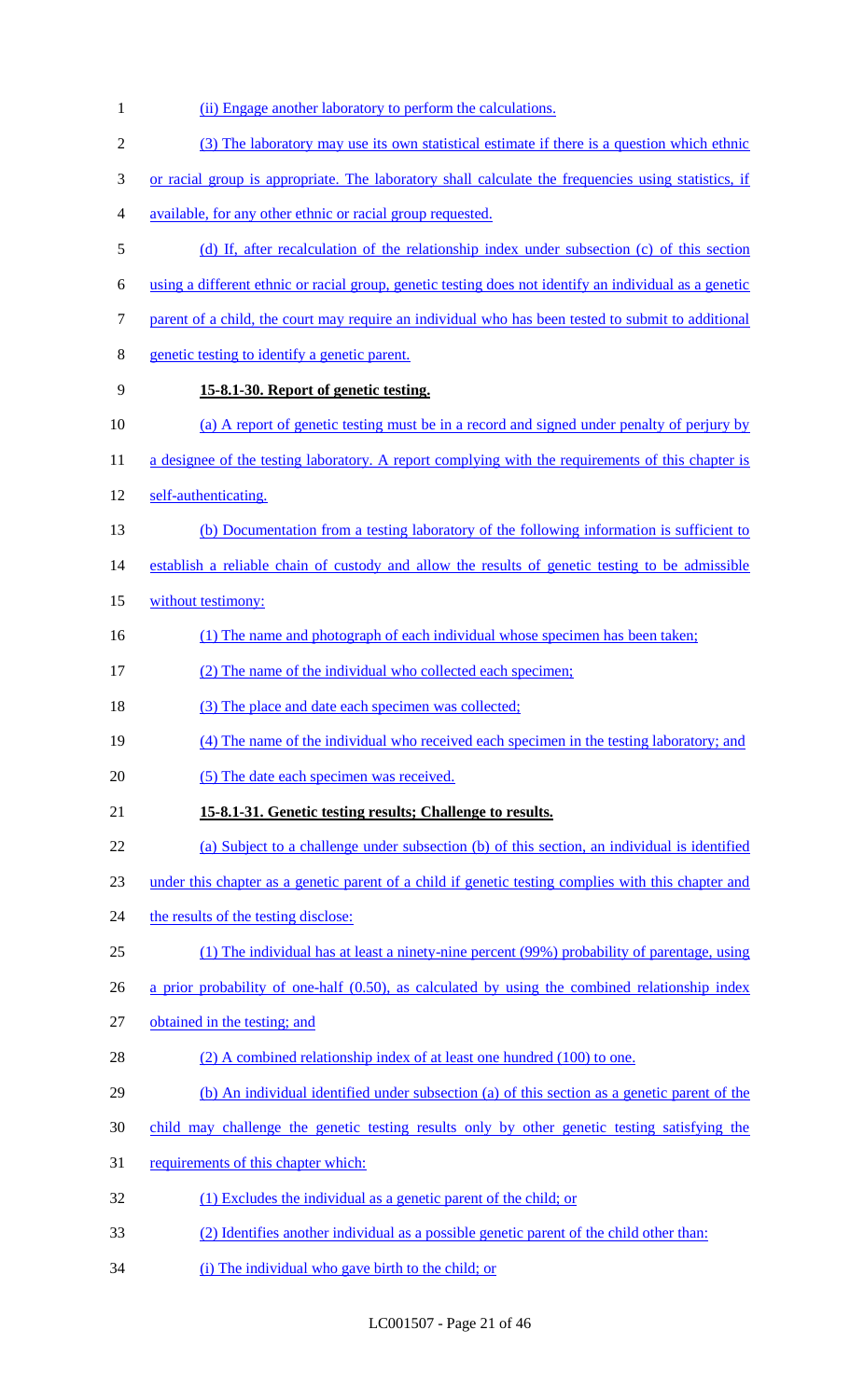(ii) Engage another laboratory to perform the calculations.

(3) The laboratory may use its own statistical estimate if there is a question which ethnic or racial group is appropriate. The laboratory shall calculate the frequencies using statistics, if available, for any other ethnic or racial group requested.

(d) If, after recalculation of the relationship index under subsection (c) of this section using a different ethnic or racial group, genetic testing does not identify an individual as a genetic parent of a child, the court may require an individual who has been tested to submit to additional genetic testing to identify a genetic parent.

**15-8.1-30. Report of genetic testing.**

(a) A report of genetic testing must be in a record and signed under penalty of perjury by a designee of the testing laboratory. A report complying with the requirements of this chapter is self-authenticating.

(b) Documentation from a testing laboratory of the following information is sufficient to establish a reliable chain of custody and allow the results of genetic testing to be admissible without testimony:

(1) The name and photograph of each individual whose specimen has been taken;

(2) The name of the individual who collected each specimen;

(3) The place and date each specimen was collected;

(4) The name of the individual who received each specimen in the testing laboratory; and

(5) The date each specimen was received.

**15-8.1-31. Genetic testing results; Challenge to results.**

(a) Subject to a challenge under subsection (b) of this section, an individual is identified under this chapter as a genetic parent of a child if genetic testing complies with this chapter and the results of the testing disclose:

(1) The individual has at least a ninety-nine percent (99%) probability of parentage, using a prior probability of one-half (0.50), as calculated by using the combined relationship index obtained in the testing; and

(2) A combined relationship index of at least one hundred (100) to one.

(b) An individual identified under subsection (a) of this section as a genetic parent of the child may challenge the genetic testing results only by other genetic testing satisfying the requirements of this chapter which:

(1) Excludes the individual as a genetic parent of the child; or

(2) Identifies another individual as a possible genetic parent of the child other than:

(i) The individual who gave birth to the child; or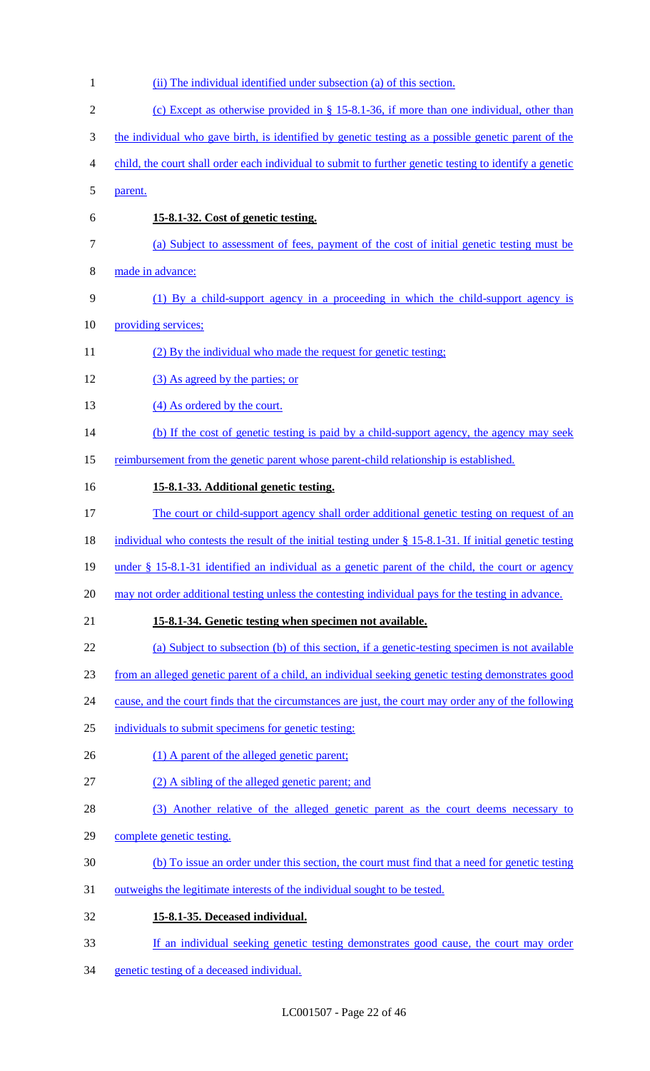(ii) The individual identified under subsection (a) of this section.

(c) Except as otherwise provided in § 15-8.1-36, if more than one individual, other than the individual who gave birth, is identified by genetic testing as a possible genetic parent of the child, the court shall order each individual to submit to further genetic testing to identify a genetic parent.

**15-8.1-32. Cost of genetic testing.**

(a) Subject to assessment of fees, payment of the cost of initial genetic testing must be made in advance:

(1) By a child-support agency in a proceeding in which the child-support agency is providing services;

(2) By the individual who made the request for genetic testing;

(3) As agreed by the parties; or

(4) As ordered by the court.

(b) If the cost of genetic testing is paid by a child-support agency, the agency may seek reimbursement from the genetic parent whose parent-child relationship is established.

**15-8.1-33. Additional genetic testing.**

The court or child-support agency shall order additional genetic testing on request of an individual who contests the result of the initial testing under § 15-8.1-31. If initial genetic testing under § 15-8.1-31 identified an individual as a genetic parent of the child, the court or agency may not order additional testing unless the contesting individual pays for the testing in advance.

**15-8.1-34. Genetic testing when specimen not available.**

(a) Subject to subsection (b) of this section, if a genetic-testing specimen is not available from an alleged genetic parent of a child, an individual seeking genetic testing demonstrates good cause, and the court finds that the circumstances are just, the court may order any of the following individuals to submit specimens for genetic testing:

(1) A parent of the alleged genetic parent;

(2) A sibling of the alleged genetic parent; and

(3) Another relative of the alleged genetic parent as the court deems necessary to complete genetic testing.

(b) To issue an order under this section, the court must find that a need for genetic testing outweighs the legitimate interests of the individual sought to be tested.

**15-8.1-35. Deceased individual.**

If an individual seeking genetic testing demonstrates good cause, the court may order genetic testing of a deceased individual.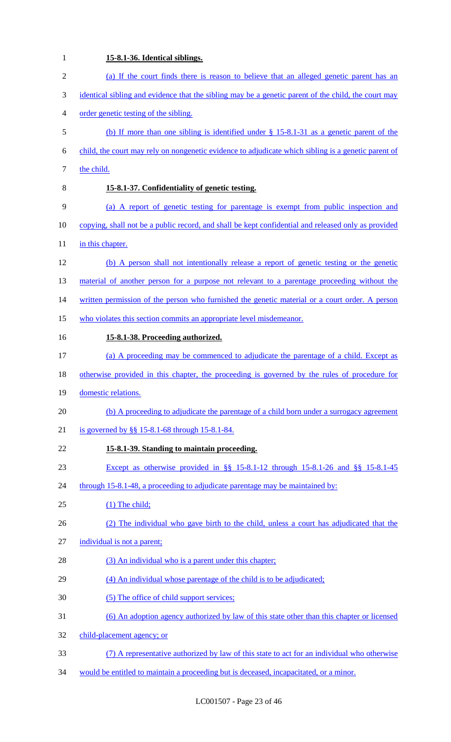**15-8.1-36. Identical siblings.**

(a) If the court finds there is reason to believe that an alleged genetic parent has an identical sibling and evidence that the sibling may be a genetic parent of the child, the court may order genetic testing of the sibling.

(b) If more than one sibling is identified under § 15-8.1-31 as a genetic parent of the child, the court may rely on nongenetic evidence to adjudicate which sibling is a genetic parent of the child.

**15-8.1-37. Confidentiality of genetic testing.**

(a) A report of genetic testing for parentage is exempt from public inspection and copying, shall not be a public record, and shall be kept confidential and released only as provided in this chapter.

(b) A person shall not intentionally release a report of genetic testing or the genetic material of another person for a purpose not relevant to a parentage proceeding without the written permission of the person who furnished the genetic material or a court order. A person who violates this section commits an appropriate level misdemeanor.

**15-8.1-38. Proceeding authorized.**

(a) A proceeding may be commenced to adjudicate the parentage of a child. Except as otherwise provided in this chapter, the proceeding is governed by the rules of procedure for domestic relations.

(b) A proceeding to adjudicate the parentage of a child born under a surrogacy agreement is governed by §§ 15-8.1-68 through 15-8.1-84.

**15-8.1-39. Standing to maintain proceeding.**

Except as otherwise provided in §§ 15-8.1-12 through 15-8.1-26 and §§ 15-8.1-45 through 15-8.1-48, a proceeding to adjudicate parentage may be maintained by:

(1) The child;

(2) The individual who gave birth to the child, unless a court has adjudicated that the individual is not a parent;

(3) An individual who is a parent under this chapter;

(4) An individual whose parentage of the child is to be adjudicated;

(5) The office of child support services;

(6) An adoption agency authorized by law of this state other than this chapter or licensed child-placement agency; or

(7) A representative authorized by law of this state to act for an individual who otherwise would be entitled to maintain a proceeding but is deceased, incapacitated, or a minor.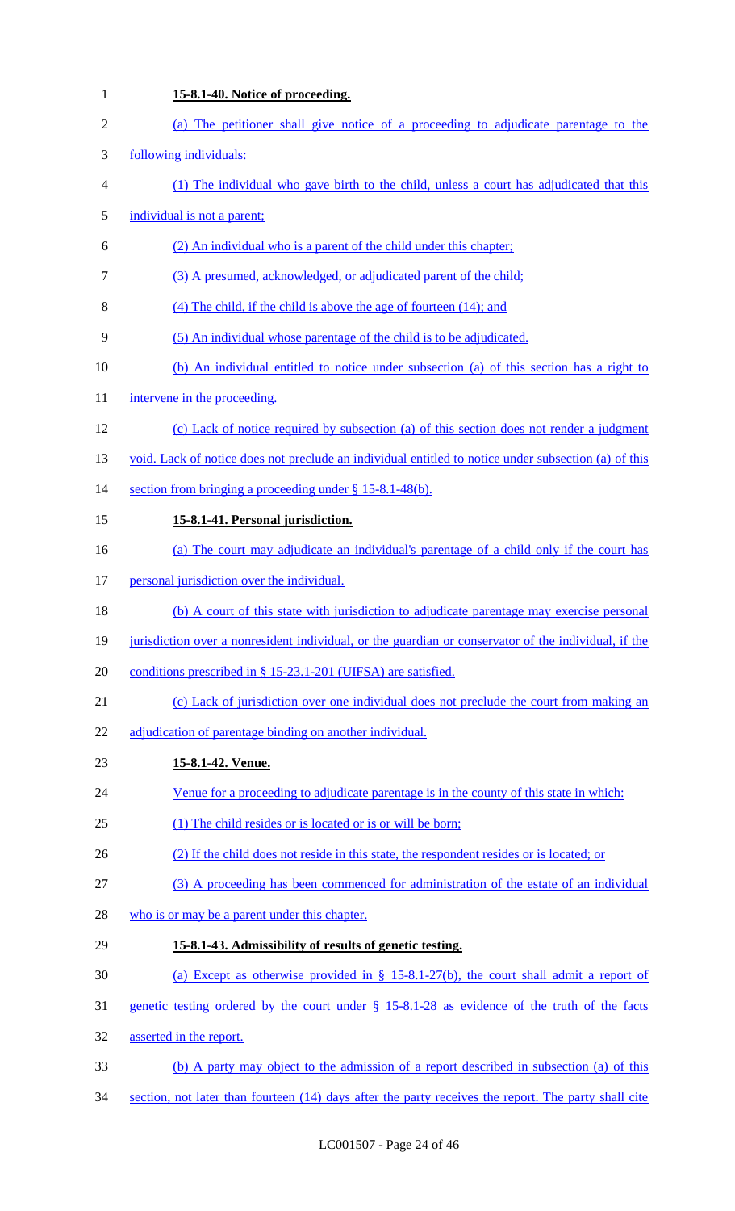**15-8.1-40. Notice of proceeding.**

(a) The petitioner shall give notice of a proceeding to adjudicate parentage to the following individuals:

(1) The individual who gave birth to the child, unless a court has adjudicated that this individual is not a parent;

(2) An individual who is a parent of the child under this chapter;

(3) A presumed, acknowledged, or adjudicated parent of the child;

(4) The child, if the child is above the age of fourteen (14); and

(5) An individual whose parentage of the child is to be adjudicated.

(b) An individual entitled to notice under subsection (a) of this section has a right to intervene in the proceeding.

(c) Lack of notice required by subsection (a) of this section does not render a judgment void. Lack of notice does not preclude an individual entitled to notice under subsection (a) of this section from bringing a proceeding under § 15-8.1-48(b).

**15-8.1-41. Personal jurisdiction.**

(a) The court may adjudicate an individual's parentage of a child only if the court has personal jurisdiction over the individual.

(b) A court of this state with jurisdiction to adjudicate parentage may exercise personal jurisdiction over a nonresident individual, or the guardian or conservator of the individual, if the conditions prescribed in § 15-23.1-201 (UIFSA) are satisfied.

(c) Lack of jurisdiction over one individual does not preclude the court from making an adjudication of parentage binding on another individual.

**15-8.1-42. Venue.**

Venue for a proceeding to adjudicate parentage is in the county of this state in which:

(1) The child resides or is located or is or will be born;

(2) If the child does not reside in this state, the respondent resides or is located; or

(3) A proceeding has been commenced for administration of the estate of an individual who is or may be a parent under this chapter.

**15-8.1-43. Admissibility of results of genetic testing.**

(a) Except as otherwise provided in § 15-8.1-27(b), the court shall admit a report of genetic testing ordered by the court under § 15-8.1-28 as evidence of the truth of the facts asserted in the report.

(b) A party may object to the admission of a report described in subsection (a) of this section, not later than fourteen (14) days after the party receives the report. The party shall cite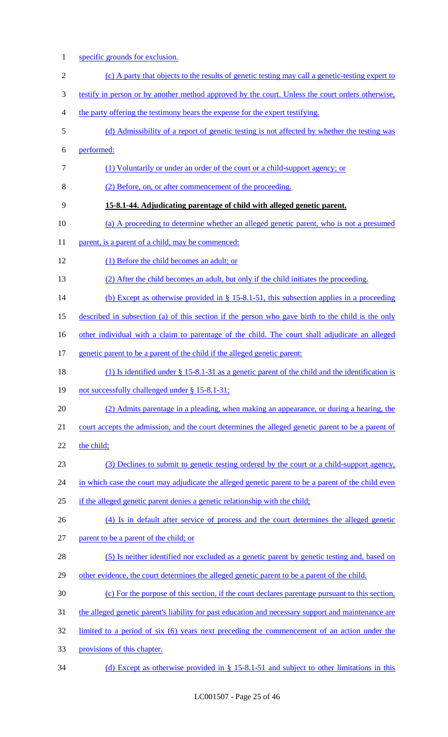specific grounds for exclusion.

(c) A party that objects to the results of genetic testing may call a genetic-testing expert to testify in person or by another method approved by the court. Unless the court orders otherwise, the party offering the testimony bears the expense for the expert testifying.

(d) Admissibility of a report of genetic testing is not affected by whether the testing was performed:

(1) Voluntarily or under an order of the court or a child-support agency; or

(2) Before, on, or after commencement of the proceeding.

**15-8.1-44. Adjudicating parentage of child with alleged genetic parent.**

(a) A proceeding to determine whether an alleged genetic parent, who is not a presumed parent, is a parent of a child, may be commenced:

(1) Before the child becomes an adult; or

(2) After the child becomes an adult, but only if the child initiates the proceeding.

(b) Except as otherwise provided in § 15-8.1-51, this subsection applies in a proceeding described in subsection (a) of this section if the person who gave birth to the child is the only other individual with a claim to parentage of the child. The court shall adjudicate an alleged genetic parent to be a parent of the child if the alleged genetic parent:

(1) Is identified under § 15-8.1-31 as a genetic parent of the child and the identification is not successfully challenged under § 15-8.1-31;

(2) Admits parentage in a pleading, when making an appearance, or during a hearing, the court accepts the admission, and the court determines the alleged genetic parent to be a parent of the child;

(3) Declines to submit to genetic testing ordered by the court or a child-support agency, in which case the court may adjudicate the alleged genetic parent to be a parent of the child even if the alleged genetic parent denies a genetic relationship with the child;

(4) Is in default after service of process and the court determines the alleged genetic parent to be a parent of the child; or

(5) Is neither identified nor excluded as a genetic parent by genetic testing and, based on other evidence, the court determines the alleged genetic parent to be a parent of the child.

(c) For the purpose of this section, if the court declares parentage pursuant to this section, the alleged genetic parent's liability for past education and necessary support and maintenance are limited to a period of six (6) years next preceding the commencement of an action under the provisions of this chapter.

(d) Except as otherwise provided in § 15-8.1-51 and subject to other limitations in this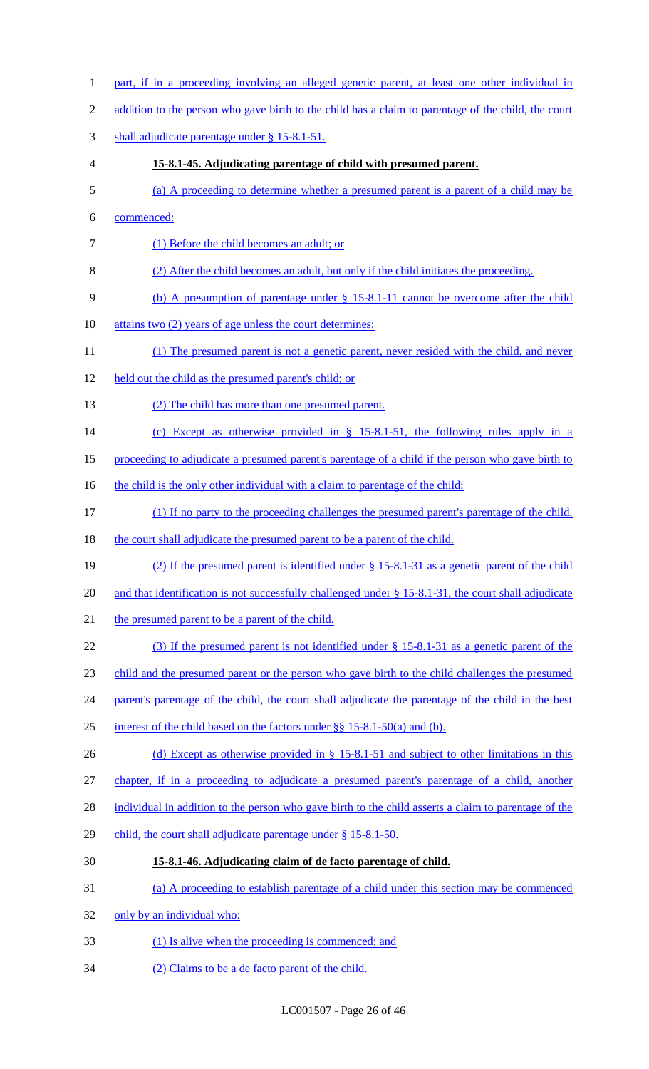part, if in a proceeding involving an alleged genetic parent, at least one other individual in addition to the person who gave birth to the child has a claim to parentage of the child, the court shall adjudicate parentage under § 15-8.1-51.

**15-8.1-45. Adjudicating parentage of child with presumed parent.**

(a) A proceeding to determine whether a presumed parent is a parent of a child may be commenced:

(1) Before the child becomes an adult; or

(2) After the child becomes an adult, but only if the child initiates the proceeding.

(b) A presumption of parentage under § 15-8.1-11 cannot be overcome after the child attains two (2) years of age unless the court determines:

(1) The presumed parent is not a genetic parent, never resided with the child, and never held out the child as the presumed parent's child; or

(2) The child has more than one presumed parent.

(c) Except as otherwise provided in § 15-8.1-51, the following rules apply in a proceeding to adjudicate a presumed parent's parentage of a child if the person who gave birth to the child is the only other individual with a claim to parentage of the child:

(1) If no party to the proceeding challenges the presumed parent's parentage of the child, the court shall adjudicate the presumed parent to be a parent of the child.

(2) If the presumed parent is identified under § 15-8.1-31 as a genetic parent of the child and that identification is not successfully challenged under § 15-8.1-31, the court shall adjudicate the presumed parent to be a parent of the child.

(3) If the presumed parent is not identified under § 15-8.1-31 as a genetic parent of the child and the presumed parent or the person who gave birth to the child challenges the presumed parent's parentage of the child, the court shall adjudicate the parentage of the child in the best interest of the child based on the factors under §§ 15-8.1-50(a) and (b).

(d) Except as otherwise provided in § 15-8.1-51 and subject to other limitations in this chapter, if in a proceeding to adjudicate a presumed parent's parentage of a child, another individual in addition to the person who gave birth to the child asserts a claim to parentage of the child, the court shall adjudicate parentage under § 15-8.1-50.

**15-8.1-46. Adjudicating claim of de facto parentage of child.**

(a) A proceeding to establish parentage of a child under this section may be commenced only by an individual who:

(1) Is alive when the proceeding is commenced; and

(2) Claims to be a de facto parent of the child.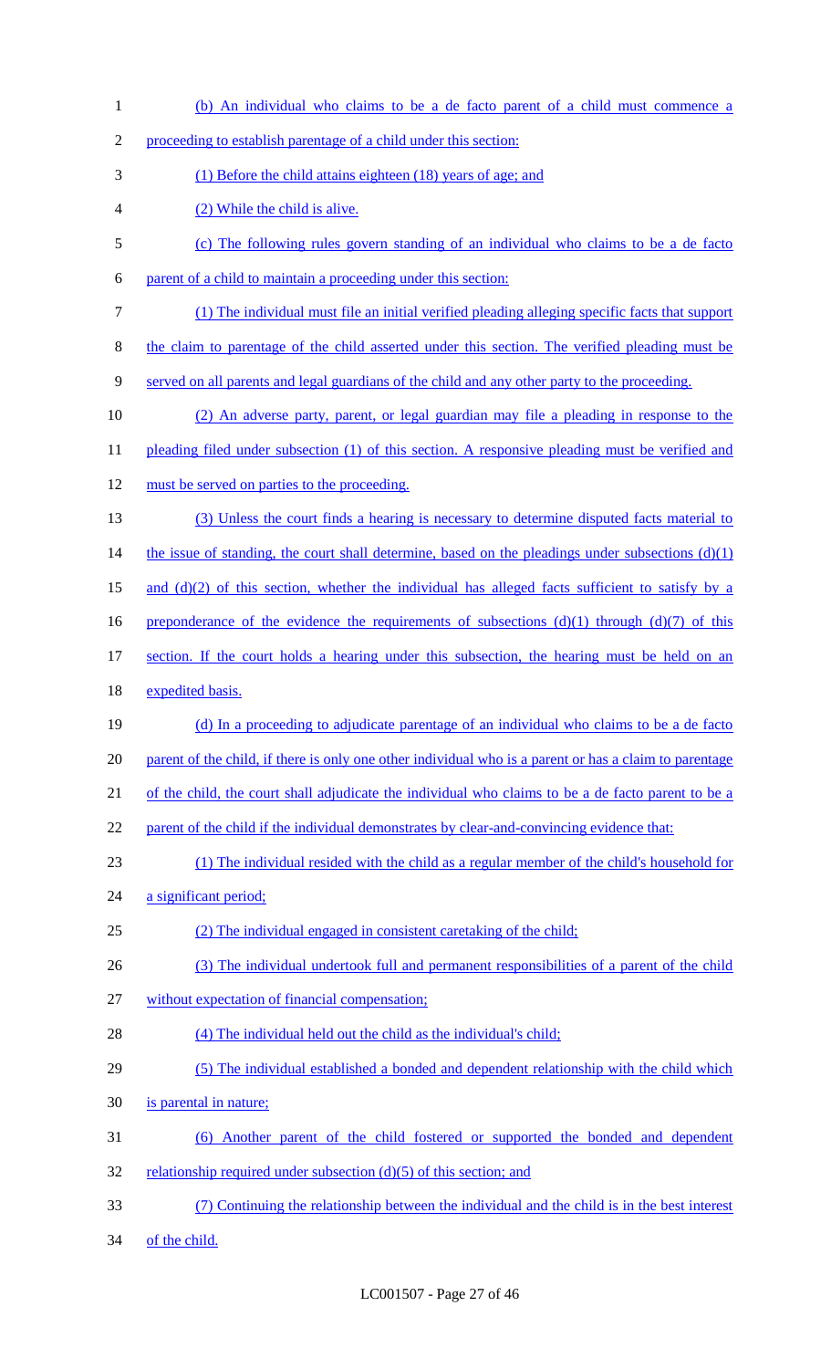(b) An individual who claims to be a de facto parent of a child must commence a proceeding to establish parentage of a child under this section:

(1) Before the child attains eighteen (18) years of age; and

(2) While the child is alive.

(c) The following rules govern standing of an individual who claims to be a de facto parent of a child to maintain a proceeding under this section:

(1) The individual must file an initial verified pleading alleging specific facts that support the claim to parentage of the child asserted under this section. The verified pleading must be served on all parents and legal guardians of the child and any other party to the proceeding.

(2) An adverse party, parent, or legal guardian may file a pleading in response to the pleading filed under subsection (1) of this section. A responsive pleading must be verified and must be served on parties to the proceeding.

(3) Unless the court finds a hearing is necessary to determine disputed facts material to the issue of standing, the court shall determine, based on the pleadings under subsections (d)(1) and (d)(2) of this section, whether the individual has alleged facts sufficient to satisfy by a preponderance of the evidence the requirements of subsections (d)(1) through (d)(7) of this section. If the court holds a hearing under this subsection, the hearing must be held on an expedited basis.

(d) In a proceeding to adjudicate parentage of an individual who claims to be a de facto parent of the child, if there is only one other individual who is a parent or has a claim to parentage of the child, the court shall adjudicate the individual who claims to be a de facto parent to be a parent of the child if the individual demonstrates by clear-and-convincing evidence that:

(1) The individual resided with the child as a regular member of the child's household for a significant period;

(2) The individual engaged in consistent caretaking of the child;

(3) The individual undertook full and permanent responsibilities of a parent of the child without expectation of financial compensation;

(4) The individual held out the child as the individual's child;

(5) The individual established a bonded and dependent relationship with the child which is parental in nature;

(6) Another parent of the child fostered or supported the bonded and dependent relationship required under subsection (d)(5) of this section; and

(7) Continuing the relationship between the individual and the child is in the best interest of the child.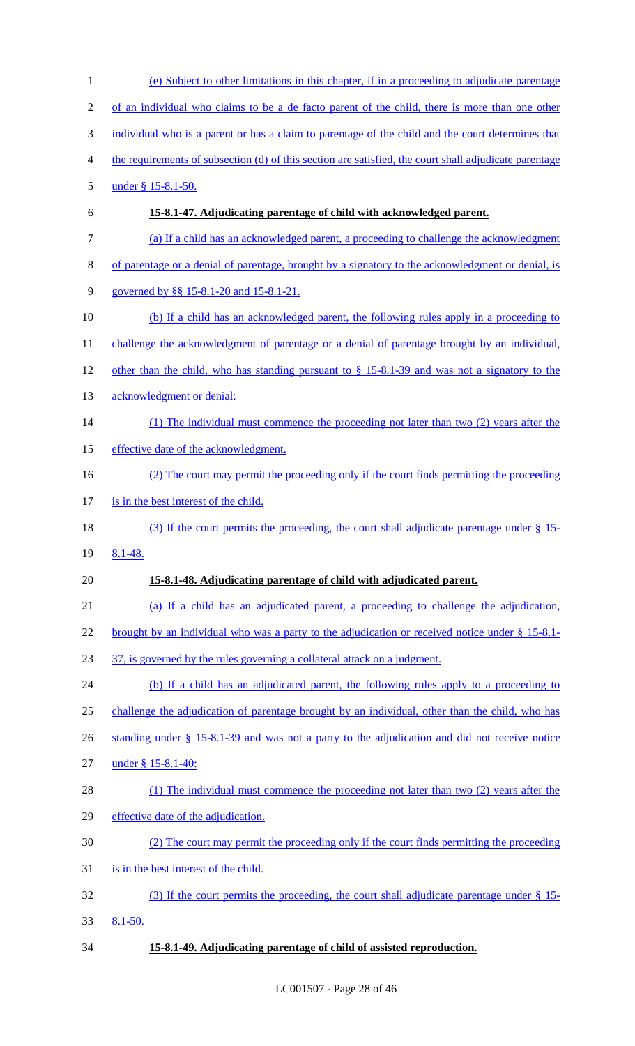(e) Subject to other limitations in this chapter, if in a proceeding to adjudicate parentage of an individual who claims to be a de facto parent of the child, there is more than one other individual who is a parent or has a claim to parentage of the child and the court determines that the requirements of subsection (d) of this section are satisfied, the court shall adjudicate parentage under § 15-8.1-50.

**15-8.1-47. Adjudicating parentage of child with acknowledged parent.**

(a) If a child has an acknowledged parent, a proceeding to challenge the acknowledgment of parentage or a denial of parentage, brought by a signatory to the acknowledgment or denial, is governed by §§ 15-8.1-20 and 15-8.1-21.

(b) If a child has an acknowledged parent, the following rules apply in a proceeding to challenge the acknowledgment of parentage or a denial of parentage brought by an individual, other than the child, who has standing pursuant to § 15-8.1-39 and was not a signatory to the acknowledgment or denial:

(1) The individual must commence the proceeding not later than two (2) years after the effective date of the acknowledgment.

(2) The court may permit the proceeding only if the court finds permitting the proceeding is in the best interest of the child.

(3) If the court permits the proceeding, the court shall adjudicate parentage under § 15-8.1-48.

**15-8.1-48. Adjudicating parentage of child with adjudicated parent.**

(a) If a child has an adjudicated parent, a proceeding to challenge the adjudication, brought by an individual who was a party to the adjudication or received notice under § 15-8.1-37, is governed by the rules governing a collateral attack on a judgment.

(b) If a child has an adjudicated parent, the following rules apply to a proceeding to challenge the adjudication of parentage brought by an individual, other than the child, who has standing under § 15-8.1-39 and was not a party to the adjudication and did not receive notice under § 15-8.1-40:

(1) The individual must commence the proceeding not later than two (2) years after the effective date of the adjudication.

(2) The court may permit the proceeding only if the court finds permitting the proceeding is in the best interest of the child.

(3) If the court permits the proceeding, the court shall adjudicate parentage under § 15-8.1-50.

**15-8.1-49. Adjudicating parentage of child of assisted reproduction.**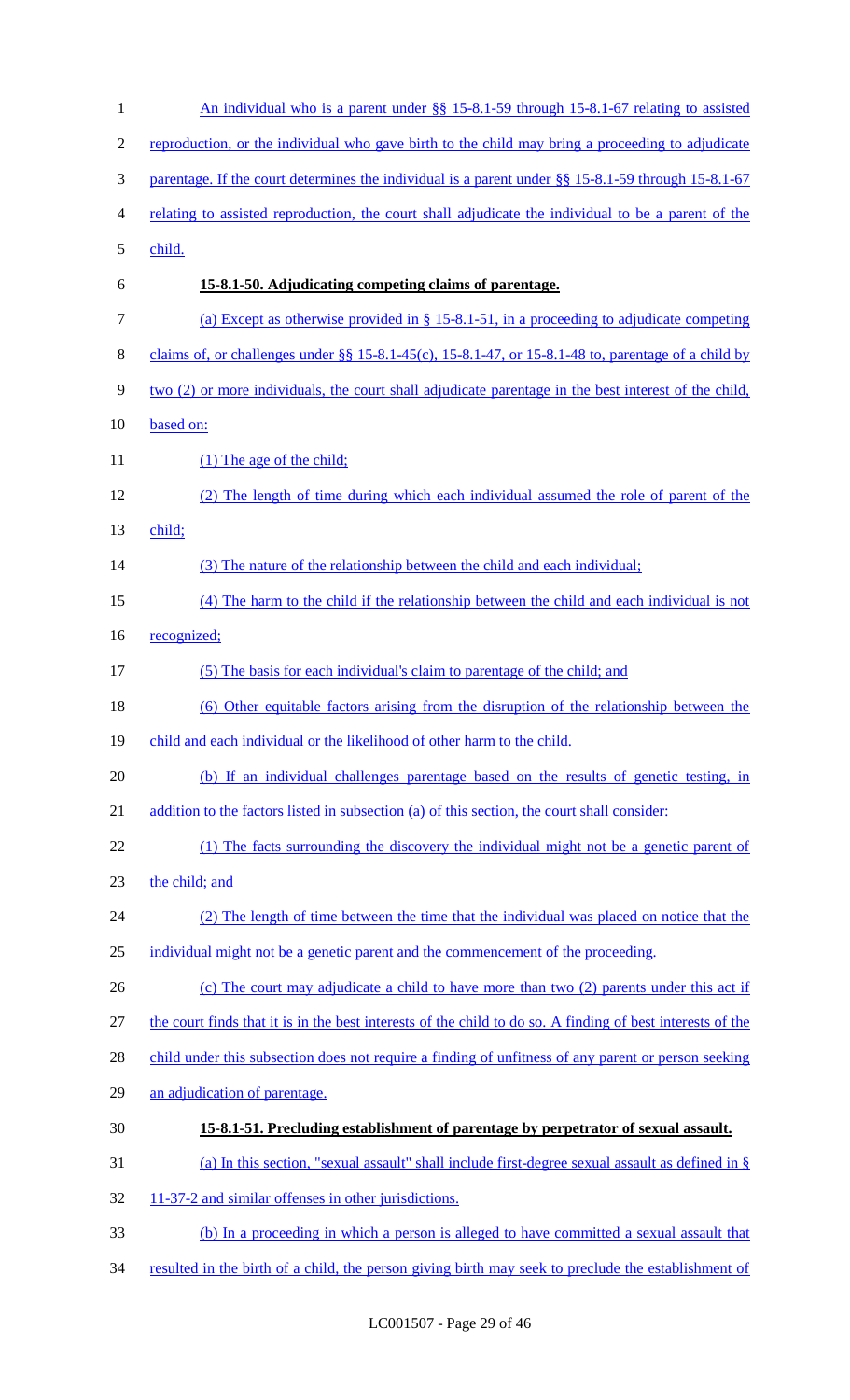An individual who is a parent under §§ 15-8.1-59 through 15-8.1-67 relating to assisted reproduction, or the individual who gave birth to the child may bring a proceeding to adjudicate parentage. If the court determines the individual is a parent under §§ 15-8.1-59 through 15-8.1-67 relating to assisted reproduction, the court shall adjudicate the individual to be a parent of the child.

**15-8.1-50. Adjudicating competing claims of parentage.**

(a) Except as otherwise provided in § 15-8.1-51, in a proceeding to adjudicate competing claims of, or challenges under §§ 15-8.1-45(c), 15-8.1-47, or 15-8.1-48 to, parentage of a child by two (2) or more individuals, the court shall adjudicate parentage in the best interest of the child, based on:

(1) The age of the child;

(2) The length of time during which each individual assumed the role of parent of the child;

(3) The nature of the relationship between the child and each individual;

(4) The harm to the child if the relationship between the child and each individual is not recognized;

(5) The basis for each individual's claim to parentage of the child; and

(6) Other equitable factors arising from the disruption of the relationship between the child and each individual or the likelihood of other harm to the child.

(b) If an individual challenges parentage based on the results of genetic testing, in addition to the factors listed in subsection (a) of this section, the court shall consider:

(1) The facts surrounding the discovery the individual might not be a genetic parent of the child; and

(2) The length of time between the time that the individual was placed on notice that the individual might not be a genetic parent and the commencement of the proceeding.

(c) The court may adjudicate a child to have more than two (2) parents under this act if the court finds that it is in the best interests of the child to do so. A finding of best interests of the child under this subsection does not require a finding of unfitness of any parent or person seeking an adjudication of parentage.

**15-8.1-51. Precluding establishment of parentage by perpetrator of sexual assault.**

(a) In this section, "sexual assault" shall include first-degree sexual assault as defined in § 11-37-2 and similar offenses in other jurisdictions.

(b) In a proceeding in which a person is alleged to have committed a sexual assault that resulted in the birth of a child, the person giving birth may seek to preclude the establishment of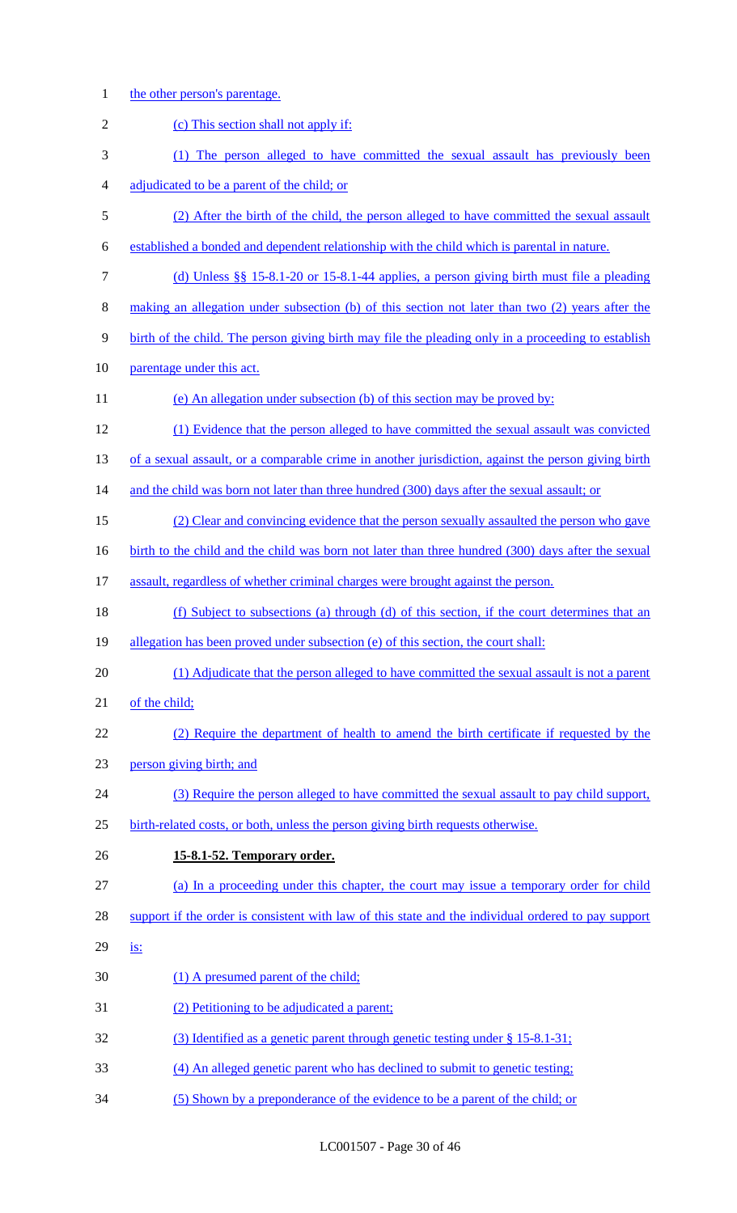the other person's parentage.

(c) This section shall not apply if:

(1) The person alleged to have committed the sexual assault has previously been adjudicated to be a parent of the child; or

(2) After the birth of the child, the person alleged to have committed the sexual assault established a bonded and dependent relationship with the child which is parental in nature.

(d) Unless §§ 15-8.1-20 or 15-8.1-44 applies, a person giving birth must file a pleading making an allegation under subsection (b) of this section not later than two (2) years after the birth of the child. The person giving birth may file the pleading only in a proceeding to establish parentage under this act.

(e) An allegation under subsection (b) of this section may be proved by:

(1) Evidence that the person alleged to have committed the sexual assault was convicted of a sexual assault, or a comparable crime in another jurisdiction, against the person giving birth and the child was born not later than three hundred (300) days after the sexual assault; or

(2) Clear and convincing evidence that the person sexually assaulted the person who gave birth to the child and the child was born not later than three hundred (300) days after the sexual assault, regardless of whether criminal charges were brought against the person.

(f) Subject to subsections (a) through (d) of this section, if the court determines that an allegation has been proved under subsection (e) of this section, the court shall:

(1) Adjudicate that the person alleged to have committed the sexual assault is not a parent of the child;

(2) Require the department of health to amend the birth certificate if requested by the person giving birth; and

(3) Require the person alleged to have committed the sexual assault to pay child support, birth-related costs, or both, unless the person giving birth requests otherwise.

**15-8.1-52. Temporary order.**

(a) In a proceeding under this chapter, the court may issue a temporary order for child support if the order is consistent with law of this state and the individual ordered to pay support is:

(1) A presumed parent of the child;

(2) Petitioning to be adjudicated a parent;

(3) Identified as a genetic parent through genetic testing under § 15-8.1-31;

(4) An alleged genetic parent who has declined to submit to genetic testing;

(5) Shown by a preponderance of the evidence to be a parent of the child; or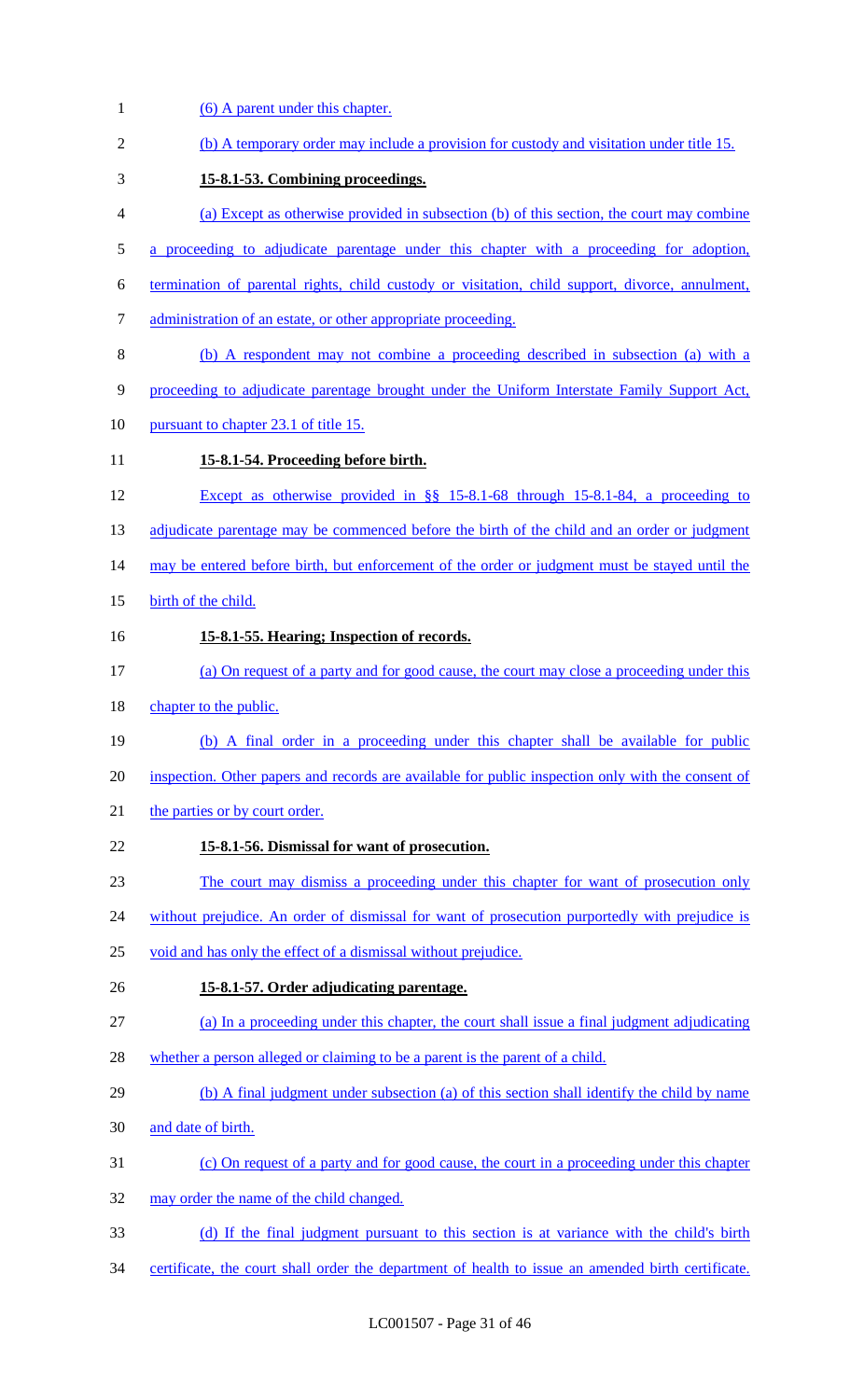(6) A parent under this chapter.

(b) A temporary order may include a provision for custody and visitation under title 15.

**15-8.1-53. Combining proceedings.**

(a) Except as otherwise provided in subsection (b) of this section, the court may combine a proceeding to adjudicate parentage under this chapter with a proceeding for adoption, termination of parental rights, child custody or visitation, child support, divorce, annulment, administration of an estate, or other appropriate proceeding.

(b) A respondent may not combine a proceeding described in subsection (a) with a proceeding to adjudicate parentage brought under the Uniform Interstate Family Support Act, pursuant to chapter 23.1 of title 15.

**15-8.1-54. Proceeding before birth.**

Except as otherwise provided in §§ 15-8.1-68 through 15-8.1-84, a proceeding to adjudicate parentage may be commenced before the birth of the child and an order or judgment may be entered before birth, but enforcement of the order or judgment must be stayed until the birth of the child.

**15-8.1-55. Hearing; Inspection of records.**

(a) On request of a party and for good cause, the court may close a proceeding under this chapter to the public.

(b) A final order in a proceeding under this chapter shall be available for public inspection. Other papers and records are available for public inspection only with the consent of the parties or by court order.

**15-8.1-56. Dismissal for want of prosecution.**

The court may dismiss a proceeding under this chapter for want of prosecution only without prejudice. An order of dismissal for want of prosecution purportedly with prejudice is void and has only the effect of a dismissal without prejudice.

**15-8.1-57. Order adjudicating parentage.**

(a) In a proceeding under this chapter, the court shall issue a final judgment adjudicating whether a person alleged or claiming to be a parent is the parent of a child.

(b) A final judgment under subsection (a) of this section shall identify the child by name and date of birth.

(c) On request of a party and for good cause, the court in a proceeding under this chapter may order the name of the child changed.

(d) If the final judgment pursuant to this section is at variance with the child's birth certificate, the court shall order the department of health to issue an amended birth certificate.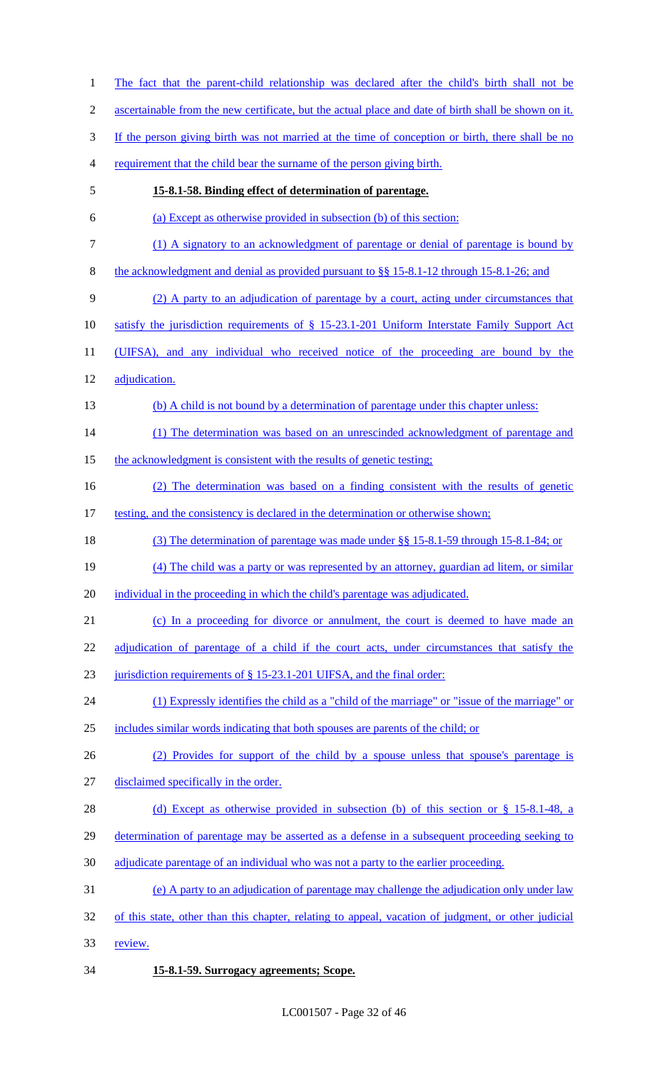The fact that the parent-child relationship was declared after the child's birth shall not be ascertainable from the new certificate, but the actual place and date of birth shall be shown on it. If the person giving birth was not married at the time of conception or birth, there shall be no requirement that the child bear the surname of the person giving birth.

**15-8.1-58. Binding effect of determination of parentage.**

(a) Except as otherwise provided in subsection (b) of this section:

(1) A signatory to an acknowledgment of parentage or denial of parentage is bound by the acknowledgment and denial as provided pursuant to §§ 15-8.1-12 through 15-8.1-26; and

(2) A party to an adjudication of parentage by a court, acting under circumstances that satisfy the jurisdiction requirements of § 15-23.1-201 Uniform Interstate Family Support Act (UIFSA), and any individual who received notice of the proceeding are bound by the adjudication.

(b) A child is not bound by a determination of parentage under this chapter unless:

(1) The determination was based on an unrescinded acknowledgment of parentage and the acknowledgment is consistent with the results of genetic testing;

(2) The determination was based on a finding consistent with the results of genetic testing, and the consistency is declared in the determination or otherwise shown;

(3) The determination of parentage was made under §§ 15-8.1-59 through 15-8.1-84; or

(4) The child was a party or was represented by an attorney, guardian ad litem, or similar individual in the proceeding in which the child's parentage was adjudicated.

(c) In a proceeding for divorce or annulment, the court is deemed to have made an adjudication of parentage of a child if the court acts, under circumstances that satisfy the jurisdiction requirements of § 15-23.1-201 UIFSA, and the final order:

(1) Expressly identifies the child as a "child of the marriage" or "issue of the marriage" or includes similar words indicating that both spouses are parents of the child; or

(2) Provides for support of the child by a spouse unless that spouse's parentage is disclaimed specifically in the order.

(d) Except as otherwise provided in subsection (b) of this section or § 15-8.1-48, a determination of parentage may be asserted as a defense in a subsequent proceeding seeking to adjudicate parentage of an individual who was not a party to the earlier proceeding.

(e) A party to an adjudication of parentage may challenge the adjudication only under law of this state, other than this chapter, relating to appeal, vacation of judgment, or other judicial review.

**15-8.1-59. Surrogacy agreements; Scope.**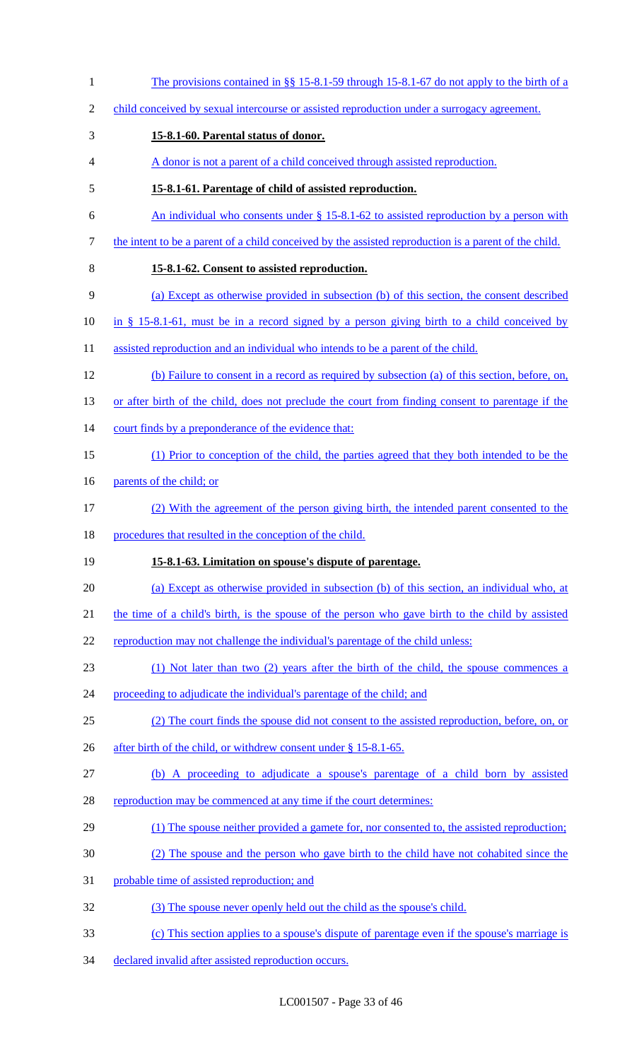The provisions contained in §§ 15-8.1-59 through 15-8.1-67 do not apply to the birth of a child conceived by sexual intercourse or assisted reproduction under a surrogacy agreement.

**15-8.1-60. Parental status of donor.**

A donor is not a parent of a child conceived through assisted reproduction.

**15-8.1-61. Parentage of child of assisted reproduction.**

An individual who consents under § 15-8.1-62 to assisted reproduction by a person with the intent to be a parent of a child conceived by the assisted reproduction is a parent of the child.

**15-8.1-62. Consent to assisted reproduction.**

(a) Except as otherwise provided in subsection (b) of this section, the consent described in § 15-8.1-61, must be in a record signed by a person giving birth to a child conceived by assisted reproduction and an individual who intends to be a parent of the child.

(b) Failure to consent in a record as required by subsection (a) of this section, before, on, or after birth of the child, does not preclude the court from finding consent to parentage if the court finds by a preponderance of the evidence that:

(1) Prior to conception of the child, the parties agreed that they both intended to be the parents of the child; or

(2) With the agreement of the person giving birth, the intended parent consented to the procedures that resulted in the conception of the child.

**15-8.1-63. Limitation on spouse's dispute of parentage.**

(a) Except as otherwise provided in subsection (b) of this section, an individual who, at the time of a child's birth, is the spouse of the person who gave birth to the child by assisted reproduction may not challenge the individual's parentage of the child unless:

(1) Not later than two (2) years after the birth of the child, the spouse commences a proceeding to adjudicate the individual's parentage of the child; and

(2) The court finds the spouse did not consent to the assisted reproduction, before, on, or after birth of the child, or withdrew consent under § 15-8.1-65.

(b) A proceeding to adjudicate a spouse's parentage of a child born by assisted reproduction may be commenced at any time if the court determines:

(1) The spouse neither provided a gamete for, nor consented to, the assisted reproduction;

(2) The spouse and the person who gave birth to the child have not cohabited since the probable time of assisted reproduction; and

(3) The spouse never openly held out the child as the spouse's child.

(c) This section applies to a spouse's dispute of parentage even if the spouse's marriage is declared invalid after assisted reproduction occurs.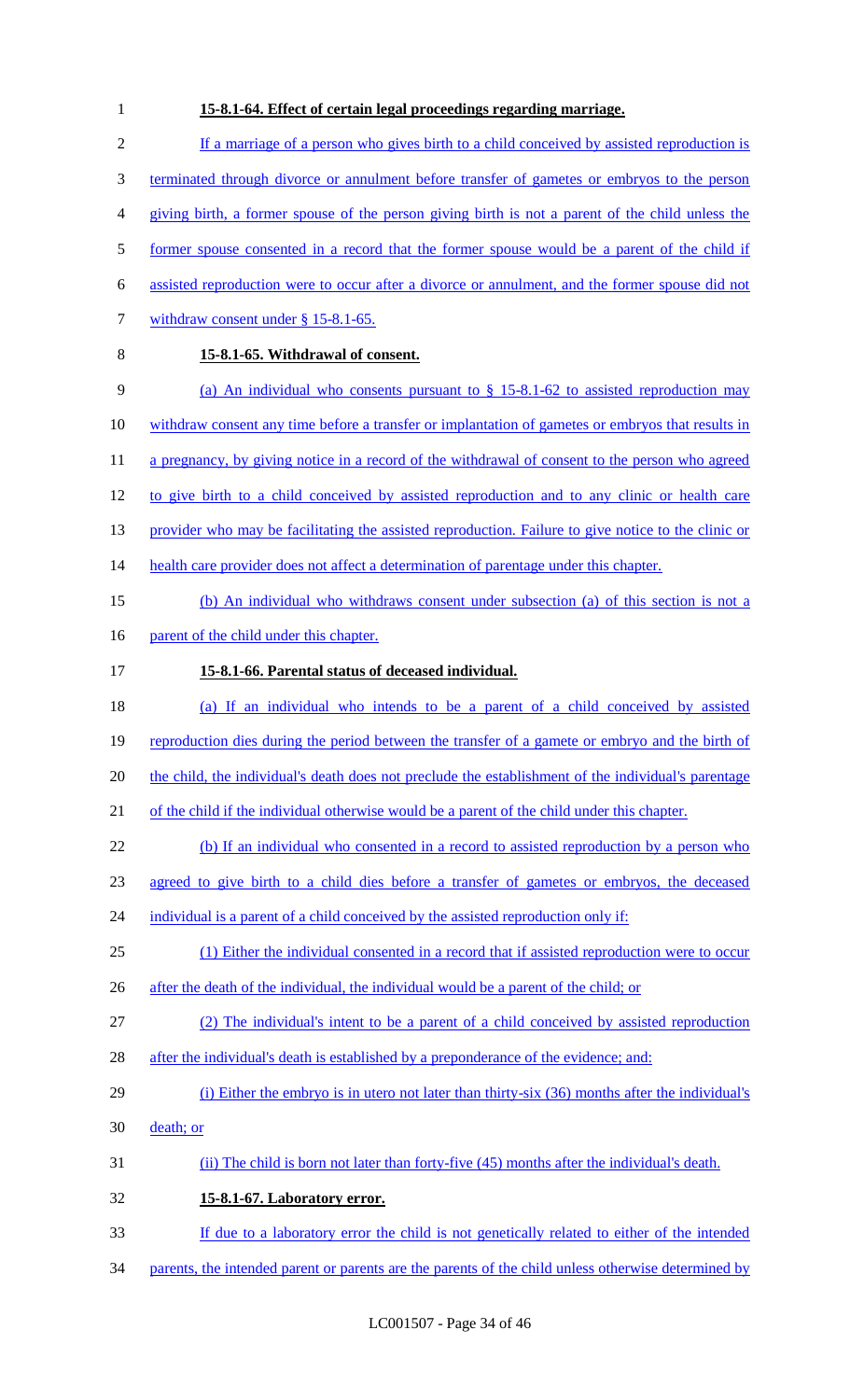**15-8.1-64. Effect of certain legal proceedings regarding marriage.**

If a marriage of a person who gives birth to a child conceived by assisted reproduction is terminated through divorce or annulment before transfer of gametes or embryos to the person giving birth, a former spouse of the person giving birth is not a parent of the child unless the former spouse consented in a record that the former spouse would be a parent of the child if assisted reproduction were to occur after a divorce or annulment, and the former spouse did not withdraw consent under § 15-8.1-65.

**15-8.1-65. Withdrawal of consent.**

(a) An individual who consents pursuant to § 15-8.1-62 to assisted reproduction may withdraw consent any time before a transfer or implantation of gametes or embryos that results in a pregnancy, by giving notice in a record of the withdrawal of consent to the person who agreed to give birth to a child conceived by assisted reproduction and to any clinic or health care provider who may be facilitating the assisted reproduction. Failure to give notice to the clinic or health care provider does not affect a determination of parentage under this chapter.

(b) An individual who withdraws consent under subsection (a) of this section is not a parent of the child under this chapter.

**15-8.1-66. Parental status of deceased individual.**

(a) If an individual who intends to be a parent of a child conceived by assisted reproduction dies during the period between the transfer of a gamete or embryo and the birth of the child, the individual's death does not preclude the establishment of the individual's parentage of the child if the individual otherwise would be a parent of the child under this chapter.

(b) If an individual who consented in a record to assisted reproduction by a person who agreed to give birth to a child dies before a transfer of gametes or embryos, the deceased individual is a parent of a child conceived by the assisted reproduction only if:

(1) Either the individual consented in a record that if assisted reproduction were to occur after the death of the individual, the individual would be a parent of the child; or

(2) The individual's intent to be a parent of a child conceived by assisted reproduction after the individual's death is established by a preponderance of the evidence; and:

(i) Either the embryo is in utero not later than thirty-six (36) months after the individual's death; or

(ii) The child is born not later than forty-five (45) months after the individual's death.

**15-8.1-67. Laboratory error.**

If due to a laboratory error the child is not genetically related to either of the intended parents, the intended parent or parents are the parents of the child unless otherwise determined by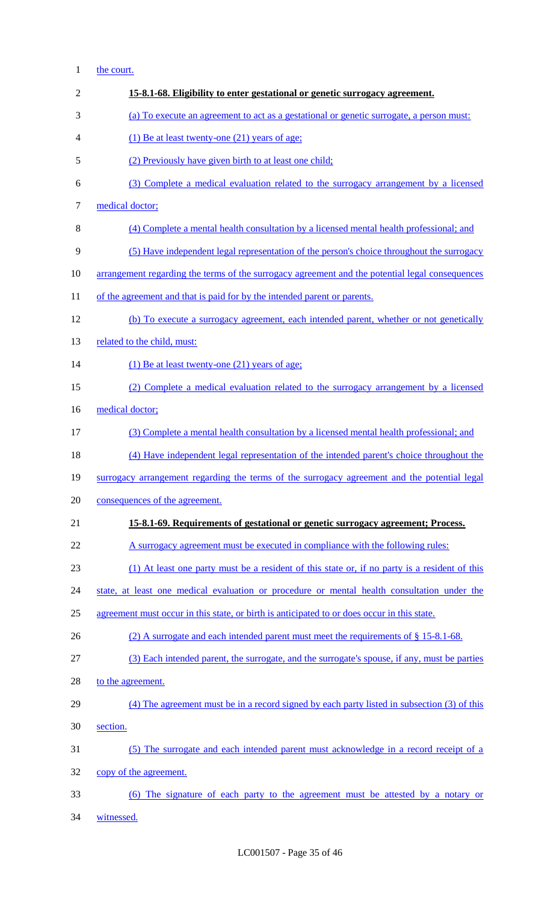the court.

**15-8.1-68. Eligibility to enter gestational or genetic surrogacy agreement.**

(a) To execute an agreement to act as a gestational or genetic surrogate, a person must:

(1) Be at least twenty-one (21) years of age;

(2) Previously have given birth to at least one child;

(3) Complete a medical evaluation related to the surrogacy arrangement by a licensed medical doctor;

(4) Complete a mental health consultation by a licensed mental health professional; and

(5) Have independent legal representation of the person's choice throughout the surrogacy arrangement regarding the terms of the surrogacy agreement and the potential legal consequences of the agreement and that is paid for by the intended parent or parents.

(b) To execute a surrogacy agreement, each intended parent, whether or not genetically related to the child, must:

(1) Be at least twenty-one (21) years of age;

(2) Complete a medical evaluation related to the surrogacy arrangement by a licensed medical doctor;

(3) Complete a mental health consultation by a licensed mental health professional; and

(4) Have independent legal representation of the intended parent's choice throughout the surrogacy arrangement regarding the terms of the surrogacy agreement and the potential legal consequences of the agreement.

**15-8.1-69. Requirements of gestational or genetic surrogacy agreement; Process.**

A surrogacy agreement must be executed in compliance with the following rules:

(1) At least one party must be a resident of this state or, if no party is a resident of this state, at least one medical evaluation or procedure or mental health consultation under the agreement must occur in this state, or birth is anticipated to or does occur in this state.

(2) A surrogate and each intended parent must meet the requirements of § 15-8.1-68.

(3) Each intended parent, the surrogate, and the surrogate's spouse, if any, must be parties to the agreement.

(4) The agreement must be in a record signed by each party listed in subsection (3) of this section.

(5) The surrogate and each intended parent must acknowledge in a record receipt of a copy of the agreement.

(6) The signature of each party to the agreement must be attested by a notary or witnessed.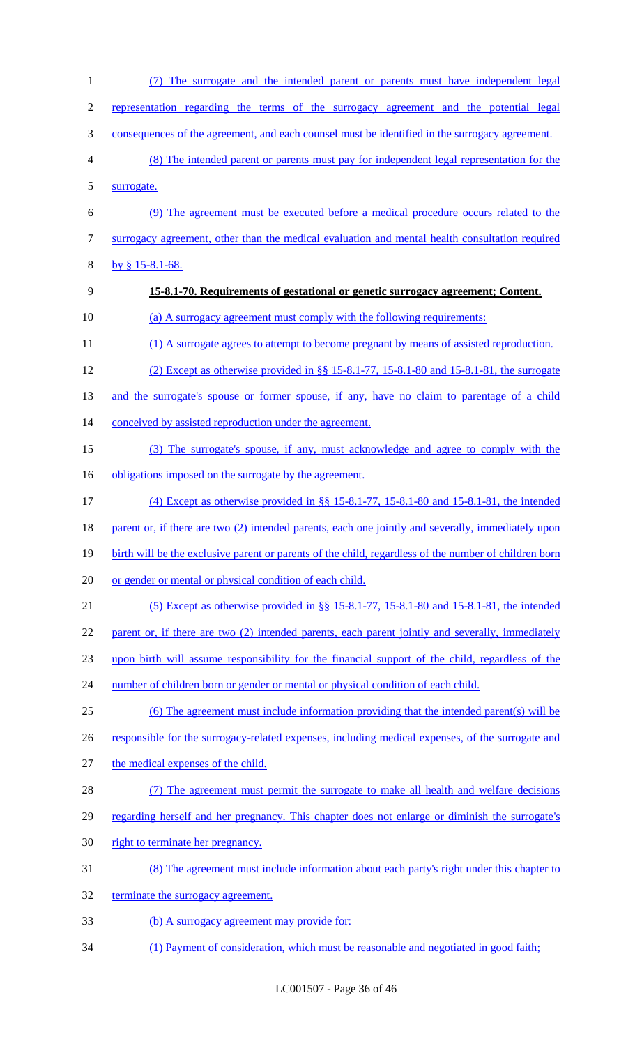(7) The surrogate and the intended parent or parents must have independent legal representation regarding the terms of the surrogacy agreement and the potential legal consequences of the agreement, and each counsel must be identified in the surrogacy agreement.

(8) The intended parent or parents must pay for independent legal representation for the surrogate.

(9) The agreement must be executed before a medical procedure occurs related to the surrogacy agreement, other than the medical evaluation and mental health consultation required by § 15-8.1-68.

**15-8.1-70. Requirements of gestational or genetic surrogacy agreement; Content.**

(a) A surrogacy agreement must comply with the following requirements:

(1) A surrogate agrees to attempt to become pregnant by means of assisted reproduction.

(2) Except as otherwise provided in §§ 15-8.1-77, 15-8.1-80 and 15-8.1-81, the surrogate and the surrogate's spouse or former spouse, if any, have no claim to parentage of a child conceived by assisted reproduction under the agreement.

(3) The surrogate's spouse, if any, must acknowledge and agree to comply with the obligations imposed on the surrogate by the agreement.

(4) Except as otherwise provided in §§ 15-8.1-77, 15-8.1-80 and 15-8.1-81, the intended parent or, if there are two (2) intended parents, each one jointly and severally, immediately upon birth will be the exclusive parent or parents of the child, regardless of the number of children born or gender or mental or physical condition of each child.

(5) Except as otherwise provided in §§ 15-8.1-77, 15-8.1-80 and 15-8.1-81, the intended parent or, if there are two (2) intended parents, each parent jointly and severally, immediately upon birth will assume responsibility for the financial support of the child, regardless of the number of children born or gender or mental or physical condition of each child.

(6) The agreement must include information providing that the intended parent(s) will be responsible for the surrogacy-related expenses, including medical expenses, of the surrogate and the medical expenses of the child.

(7) The agreement must permit the surrogate to make all health and welfare decisions regarding herself and her pregnancy. This chapter does not enlarge or diminish the surrogate's right to terminate her pregnancy.

(8) The agreement must include information about each party's right under this chapter to terminate the surrogacy agreement.

(b) A surrogacy agreement may provide for:

(1) Payment of consideration, which must be reasonable and negotiated in good faith;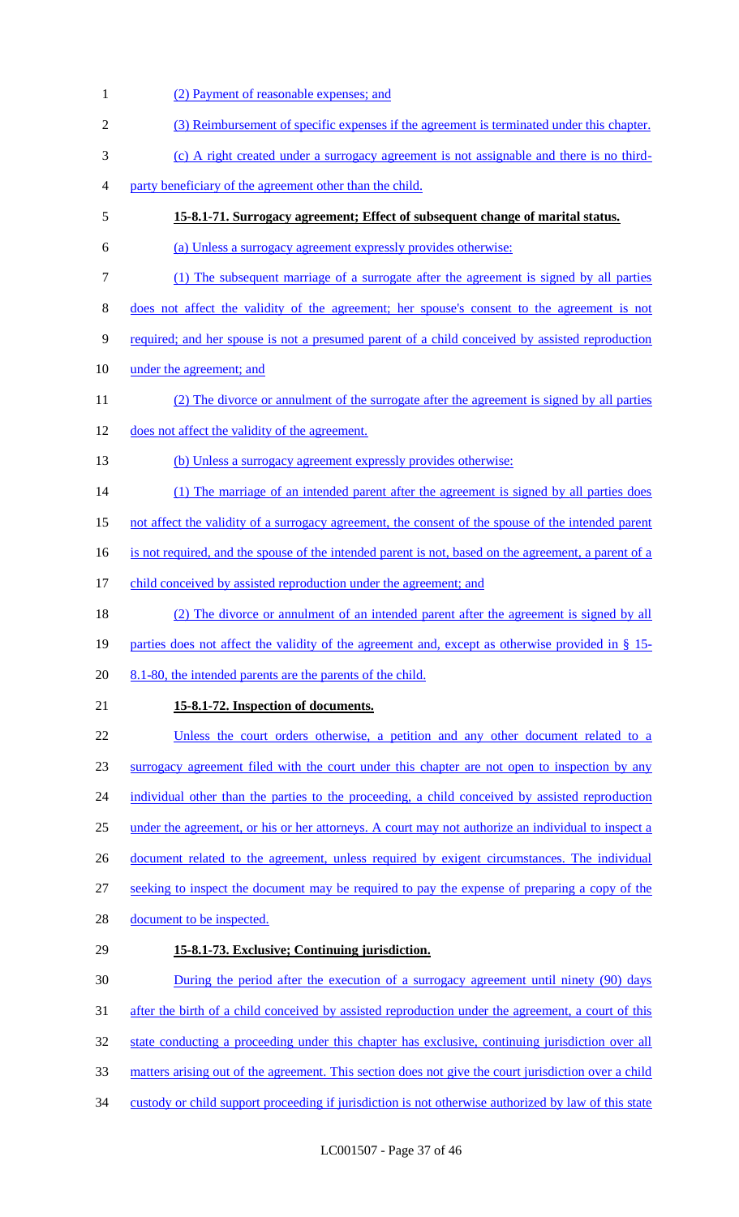(2) Payment of reasonable expenses; and

(3) Reimbursement of specific expenses if the agreement is terminated under this chapter.

(c) A right created under a surrogacy agreement is not assignable and there is no third-party beneficiary of the agreement other than the child.

**15-8.1-71. Surrogacy agreement; Effect of subsequent change of marital status.**

(a) Unless a surrogacy agreement expressly provides otherwise:

(1) The subsequent marriage of a surrogate after the agreement is signed by all parties does not affect the validity of the agreement; her spouse's consent to the agreement is not required; and her spouse is not a presumed parent of a child conceived by assisted reproduction under the agreement; and

(2) The divorce or annulment of the surrogate after the agreement is signed by all parties does not affect the validity of the agreement.

(b) Unless a surrogacy agreement expressly provides otherwise:

(1) The marriage of an intended parent after the agreement is signed by all parties does not affect the validity of a surrogacy agreement, the consent of the spouse of the intended parent is not required, and the spouse of the intended parent is not, based on the agreement, a parent of a child conceived by assisted reproduction under the agreement; and

(2) The divorce or annulment of an intended parent after the agreement is signed by all parties does not affect the validity of the agreement and, except as otherwise provided in § 15-8.1-80, the intended parents are the parents of the child.

**15-8.1-72. Inspection of documents.**

Unless the court orders otherwise, a petition and any other document related to a surrogacy agreement filed with the court under this chapter are not open to inspection by any individual other than the parties to the proceeding, a child conceived by assisted reproduction under the agreement, or his or her attorneys. A court may not authorize an individual to inspect a document related to the agreement, unless required by exigent circumstances. The individual seeking to inspect the document may be required to pay the expense of preparing a copy of the document to be inspected.

**15-8.1-73. Exclusive; Continuing jurisdiction.**

During the period after the execution of a surrogacy agreement until ninety (90) days after the birth of a child conceived by assisted reproduction under the agreement, a court of this state conducting a proceeding under this chapter has exclusive, continuing jurisdiction over all matters arising out of the agreement. This section does not give the court jurisdiction over a child custody or child support proceeding if jurisdiction is not otherwise authorized by law of this state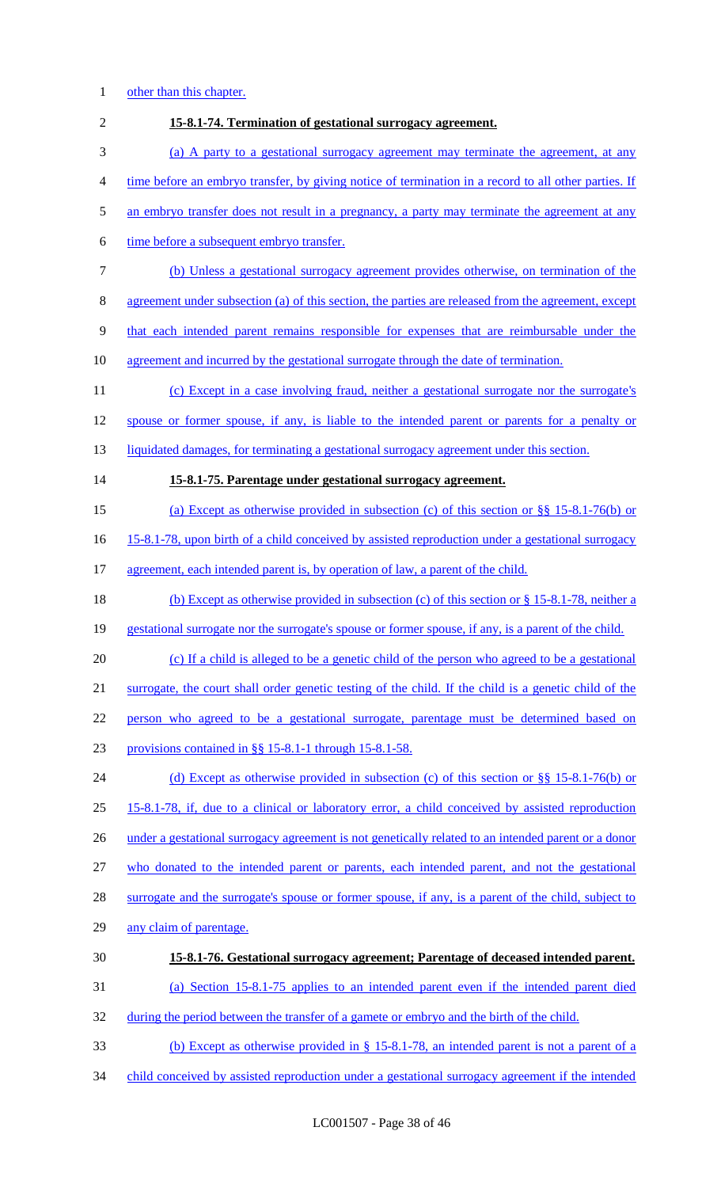other than this chapter.

**15-8.1-74. Termination of gestational surrogacy agreement.**

(a) A party to a gestational surrogacy agreement may terminate the agreement, at any time before an embryo transfer, by giving notice of termination in a record to all other parties. If an embryo transfer does not result in a pregnancy, a party may terminate the agreement at any time before a subsequent embryo transfer.

(b) Unless a gestational surrogacy agreement provides otherwise, on termination of the agreement under subsection (a) of this section, the parties are released from the agreement, except that each intended parent remains responsible for expenses that are reimbursable under the agreement and incurred by the gestational surrogate through the date of termination.

(c) Except in a case involving fraud, neither a gestational surrogate nor the surrogate's spouse or former spouse, if any, is liable to the intended parent or parents for a penalty or liquidated damages, for terminating a gestational surrogacy agreement under this section.

**15-8.1-75. Parentage under gestational surrogacy agreement.**

(a) Except as otherwise provided in subsection (c) of this section or §§ 15-8.1-76(b) or 15-8.1-78, upon birth of a child conceived by assisted reproduction under a gestational surrogacy agreement, each intended parent is, by operation of law, a parent of the child.

(b) Except as otherwise provided in subsection (c) of this section or § 15-8.1-78, neither a gestational surrogate nor the surrogate's spouse or former spouse, if any, is a parent of the child.

(c) If a child is alleged to be a genetic child of the person who agreed to be a gestational surrogate, the court shall order genetic testing of the child. If the child is a genetic child of the person who agreed to be a gestational surrogate, parentage must be determined based on provisions contained in §§ 15-8.1-1 through 15-8.1-58.

(d) Except as otherwise provided in subsection (c) of this section or §§ 15-8.1-76(b) or 15-8.1-78, if, due to a clinical or laboratory error, a child conceived by assisted reproduction under a gestational surrogacy agreement is not genetically related to an intended parent or a donor who donated to the intended parent or parents, each intended parent, and not the gestational surrogate and the surrogate's spouse or former spouse, if any, is a parent of the child, subject to any claim of parentage.

**15-8.1-76. Gestational surrogacy agreement; Parentage of deceased intended parent.**

(a) Section 15-8.1-75 applies to an intended parent even if the intended parent died during the period between the transfer of a gamete or embryo and the birth of the child.

(b) Except as otherwise provided in § 15-8.1-78, an intended parent is not a parent of a child conceived by assisted reproduction under a gestational surrogacy agreement if the intended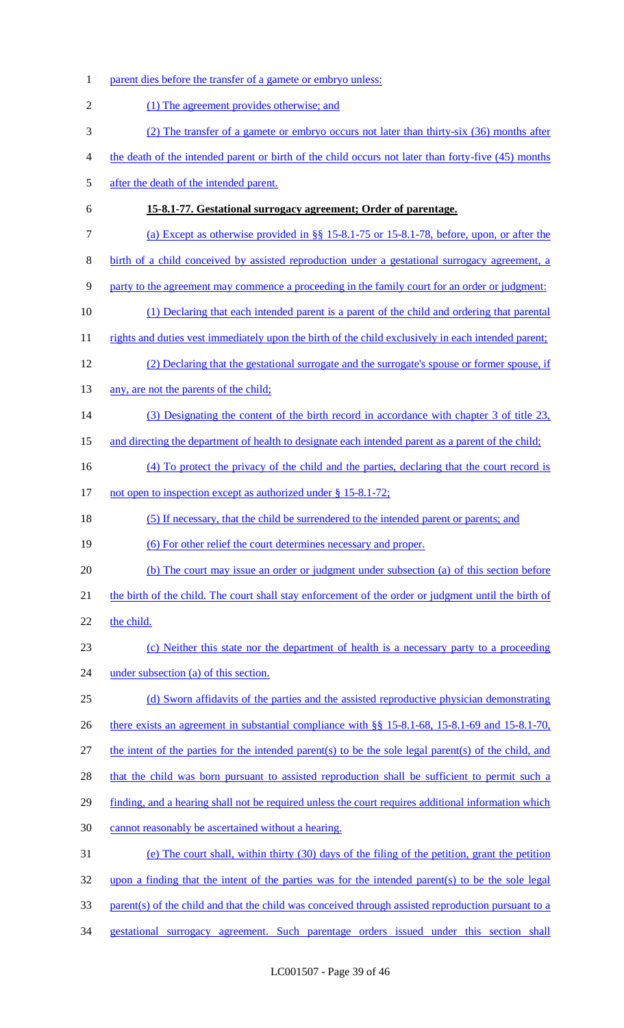parent dies before the transfer of a gamete or embryo unless:

(1) The agreement provides otherwise; and

(2) The transfer of a gamete or embryo occurs not later than thirty-six (36) months after the death of the intended parent or birth of the child occurs not later than forty-five (45) months after the death of the intended parent.

**15-8.1-77. Gestational surrogacy agreement; Order of parentage.**

(a) Except as otherwise provided in §§ 15-8.1-75 or 15-8.1-78, before, upon, or after the birth of a child conceived by assisted reproduction under a gestational surrogacy agreement, a party to the agreement may commence a proceeding in the family court for an order or judgment:

(1) Declaring that each intended parent is a parent of the child and ordering that parental rights and duties vest immediately upon the birth of the child exclusively in each intended parent;

(2) Declaring that the gestational surrogate and the surrogate's spouse or former spouse, if any, are not the parents of the child;

(3) Designating the content of the birth record in accordance with chapter 3 of title 23, and directing the department of health to designate each intended parent as a parent of the child;

(4) To protect the privacy of the child and the parties, declaring that the court record is not open to inspection except as authorized under § 15-8.1-72;

(5) If necessary, that the child be surrendered to the intended parent or parents; and

(6) For other relief the court determines necessary and proper.

(b) The court may issue an order or judgment under subsection (a) of this section before the birth of the child. The court shall stay enforcement of the order or judgment until the birth of the child.

(c) Neither this state nor the department of health is a necessary party to a proceeding under subsection (a) of this section.

(d) Sworn affidavits of the parties and the assisted reproductive physician demonstrating there exists an agreement in substantial compliance with §§ 15-8.1-68, 15-8.1-69 and 15-8.1-70, the intent of the parties for the intended parent(s) to be the sole legal parent(s) of the child, and that the child was born pursuant to assisted reproduction shall be sufficient to permit such a finding, and a hearing shall not be required unless the court requires additional information which cannot reasonably be ascertained without a hearing.

(e) The court shall, within thirty (30) days of the filing of the petition, grant the petition upon a finding that the intent of the parties was for the intended parent(s) to be the sole legal parent(s) of the child and that the child was conceived through assisted reproduction pursuant to a gestational surrogacy agreement. Such parentage orders issued under this section shall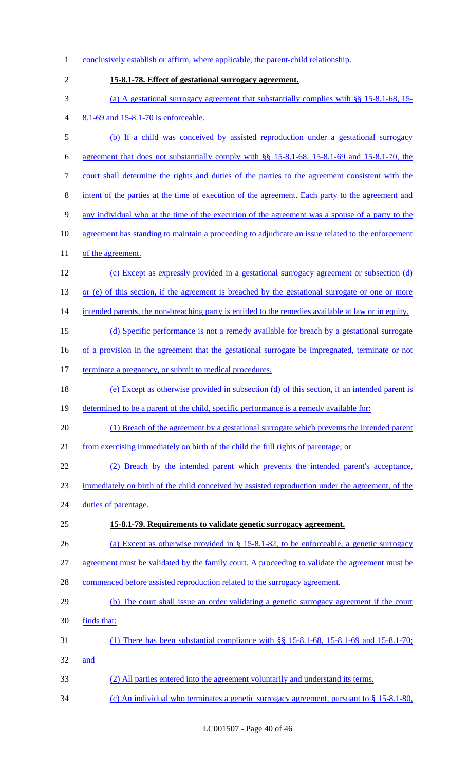conclusively establish or affirm, where applicable, the parent-child relationship.

**15-8.1-78. Effect of gestational surrogacy agreement.**

(a) A gestational surrogacy agreement that substantially complies with §§ 15-8.1-68, 15-8.1-69 and 15-8.1-70 is enforceable.

(b) If a child was conceived by assisted reproduction under a gestational surrogacy agreement that does not substantially comply with §§ 15-8.1-68, 15-8.1-69 and 15-8.1-70, the court shall determine the rights and duties of the parties to the agreement consistent with the intent of the parties at the time of execution of the agreement. Each party to the agreement and any individual who at the time of the execution of the agreement was a spouse of a party to the agreement has standing to maintain a proceeding to adjudicate an issue related to the enforcement of the agreement.

(c) Except as expressly provided in a gestational surrogacy agreement or subsection (d) or (e) of this section, if the agreement is breached by the gestational surrogate or one or more intended parents, the non-breaching party is entitled to the remedies available at law or in equity.

(d) Specific performance is not a remedy available for breach by a gestational surrogate of a provision in the agreement that the gestational surrogate be impregnated, terminate or not terminate a pregnancy, or submit to medical procedures.

(e) Except as otherwise provided in subsection (d) of this section, if an intended parent is determined to be a parent of the child, specific performance is a remedy available for:

(1) Breach of the agreement by a gestational surrogate which prevents the intended parent from exercising immediately on birth of the child the full rights of parentage; or

(2) Breach by the intended parent which prevents the intended parent's acceptance, immediately on birth of the child conceived by assisted reproduction under the agreement, of the duties of parentage.

**15-8.1-79. Requirements to validate genetic surrogacy agreement.**

(a) Except as otherwise provided in § 15-8.1-82, to be enforceable, a genetic surrogacy agreement must be validated by the family court. A proceeding to validate the agreement must be commenced before assisted reproduction related to the surrogacy agreement.

(b) The court shall issue an order validating a genetic surrogacy agreement if the court finds that:

(1) There has been substantial compliance with §§ 15-8.1-68, 15-8.1-69 and 15-8.1-70; and

(2) All parties entered into the agreement voluntarily and understand its terms.

(c) An individual who terminates a genetic surrogacy agreement, pursuant to § 15-8.1-80,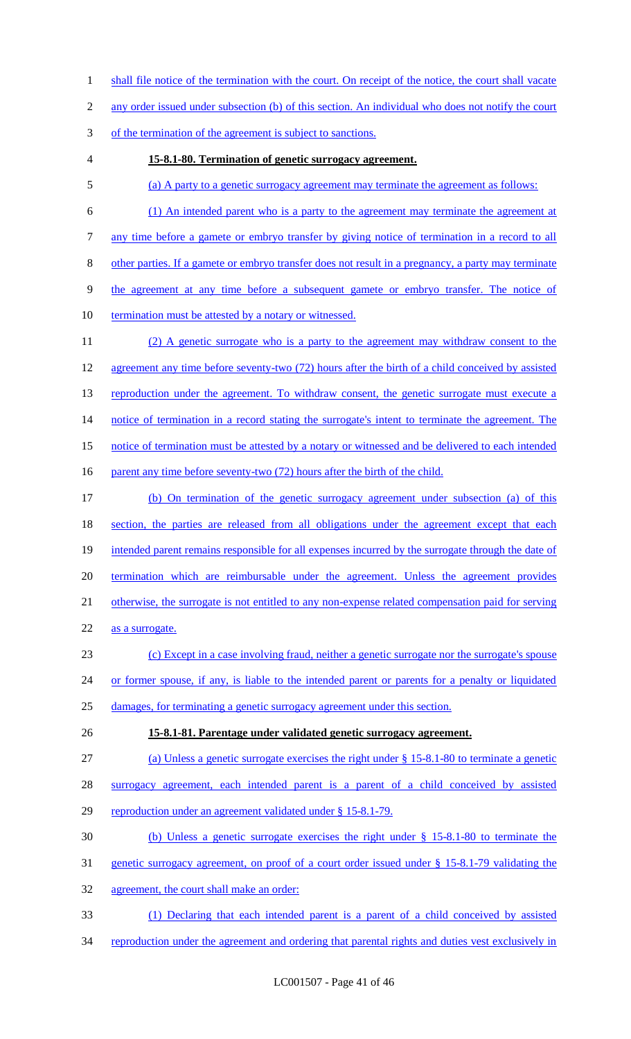shall file notice of the termination with the court. On receipt of the notice, the court shall vacate any order issued under subsection (b) of this section. An individual who does not notify the court of the termination of the agreement is subject to sanctions.

**15-8.1-80. Termination of genetic surrogacy agreement.**

(a) A party to a genetic surrogacy agreement may terminate the agreement as follows:

(1) An intended parent who is a party to the agreement may terminate the agreement at any time before a gamete or embryo transfer by giving notice of termination in a record to all other parties. If a gamete or embryo transfer does not result in a pregnancy, a party may terminate the agreement at any time before a subsequent gamete or embryo transfer. The notice of termination must be attested by a notary or witnessed.

(2) A genetic surrogate who is a party to the agreement may withdraw consent to the agreement any time before seventy-two (72) hours after the birth of a child conceived by assisted reproduction under the agreement. To withdraw consent, the genetic surrogate must execute a notice of termination in a record stating the surrogate's intent to terminate the agreement. The notice of termination must be attested by a notary or witnessed and be delivered to each intended parent any time before seventy-two (72) hours after the birth of the child.

(b) On termination of the genetic surrogacy agreement under subsection (a) of this section, the parties are released from all obligations under the agreement except that each intended parent remains responsible for all expenses incurred by the surrogate through the date of termination which are reimbursable under the agreement. Unless the agreement provides otherwise, the surrogate is not entitled to any non-expense related compensation paid for serving as a surrogate.

(c) Except in a case involving fraud, neither a genetic surrogate nor the surrogate's spouse or former spouse, if any, is liable to the intended parent or parents for a penalty or liquidated damages, for terminating a genetic surrogacy agreement under this section.

**15-8.1-81. Parentage under validated genetic surrogacy agreement.**

(a) Unless a genetic surrogate exercises the right under § 15-8.1-80 to terminate a genetic surrogacy agreement, each intended parent is a parent of a child conceived by assisted reproduction under an agreement validated under § 15-8.1-79.

(b) Unless a genetic surrogate exercises the right under § 15-8.1-80 to terminate the genetic surrogacy agreement, on proof of a court order issued under § 15-8.1-79 validating the agreement, the court shall make an order:

(1) Declaring that each intended parent is a parent of a child conceived by assisted reproduction under the agreement and ordering that parental rights and duties vest exclusively in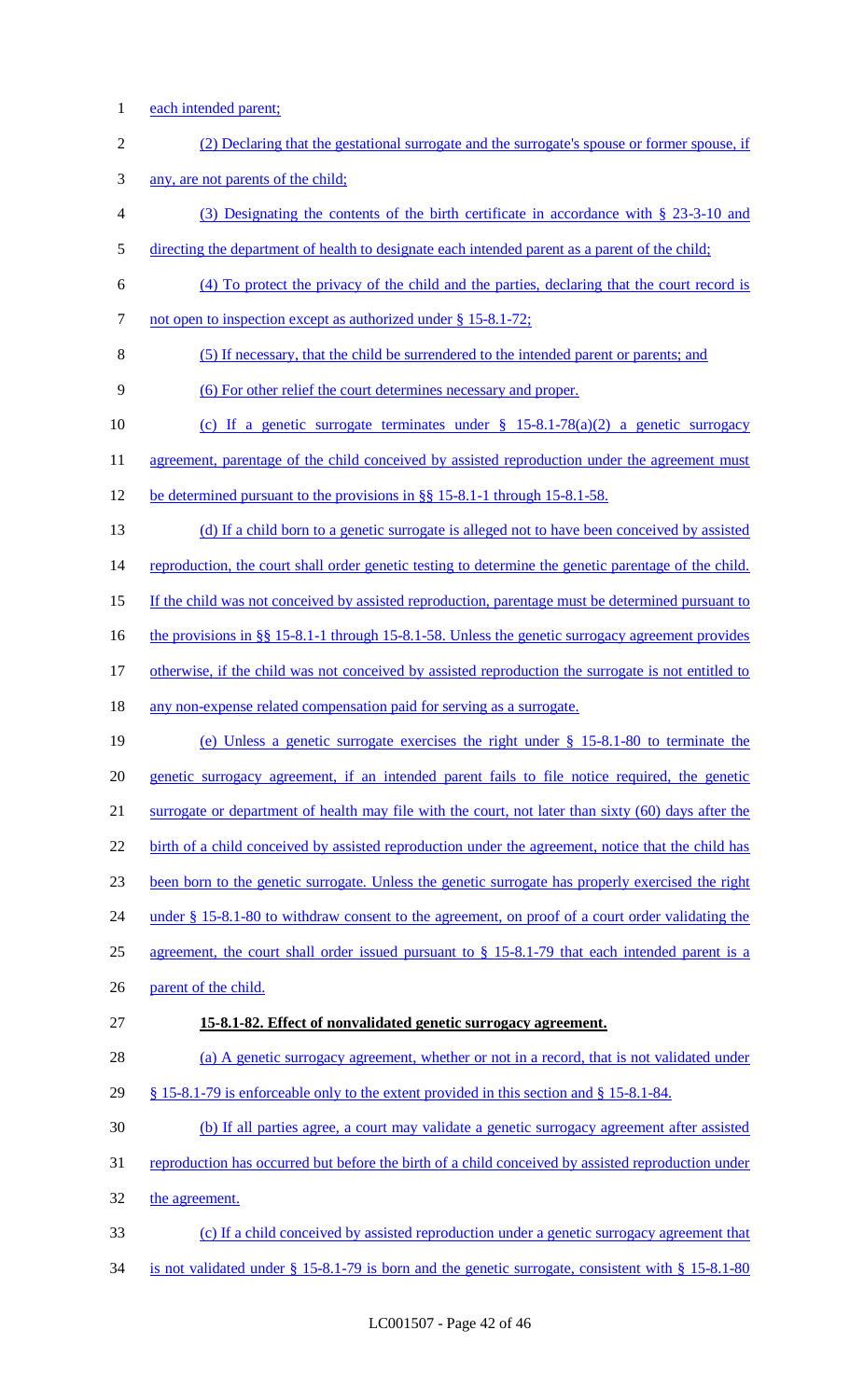each intended parent;

(2) Declaring that the gestational surrogate and the surrogate's spouse or former spouse, if any, are not parents of the child;

(3) Designating the contents of the birth certificate in accordance with § 23-3-10 and directing the department of health to designate each intended parent as a parent of the child;

(4) To protect the privacy of the child and the parties, declaring that the court record is not open to inspection except as authorized under § 15-8.1-72;

(5) If necessary, that the child be surrendered to the intended parent or parents; and

(6) For other relief the court determines necessary and proper.

(c) If a genetic surrogate terminates under § 15-8.1-78(a)(2) a genetic surrogacy agreement, parentage of the child conceived by assisted reproduction under the agreement must be determined pursuant to the provisions in §§ 15-8.1-1 through 15-8.1-58.

(d) If a child born to a genetic surrogate is alleged not to have been conceived by assisted reproduction, the court shall order genetic testing to determine the genetic parentage of the child. If the child was not conceived by assisted reproduction, parentage must be determined pursuant to the provisions in §§ 15-8.1-1 through 15-8.1-58. Unless the genetic surrogacy agreement provides otherwise, if the child was not conceived by assisted reproduction the surrogate is not entitled to any non-expense related compensation paid for serving as a surrogate.

(e) Unless a genetic surrogate exercises the right under § 15-8.1-80 to terminate the genetic surrogacy agreement, if an intended parent fails to file notice required, the genetic surrogate or department of health may file with the court, not later than sixty (60) days after the birth of a child conceived by assisted reproduction under the agreement, notice that the child has been born to the genetic surrogate. Unless the genetic surrogate has properly exercised the right under § 15-8.1-80 to withdraw consent to the agreement, on proof of a court order validating the agreement, the court shall order issued pursuant to § 15-8.1-79 that each intended parent is a parent of the child.

**15-8.1-82. Effect of nonvalidated genetic surrogacy agreement.**

(a) A genetic surrogacy agreement, whether or not in a record, that is not validated under § 15-8.1-79 is enforceable only to the extent provided in this section and § 15-8.1-84.

(b) If all parties agree, a court may validate a genetic surrogacy agreement after assisted reproduction has occurred but before the birth of a child conceived by assisted reproduction under the agreement.

(c) If a child conceived by assisted reproduction under a genetic surrogacy agreement that is not validated under § 15-8.1-79 is born and the genetic surrogate, consistent with § 15-8.1-80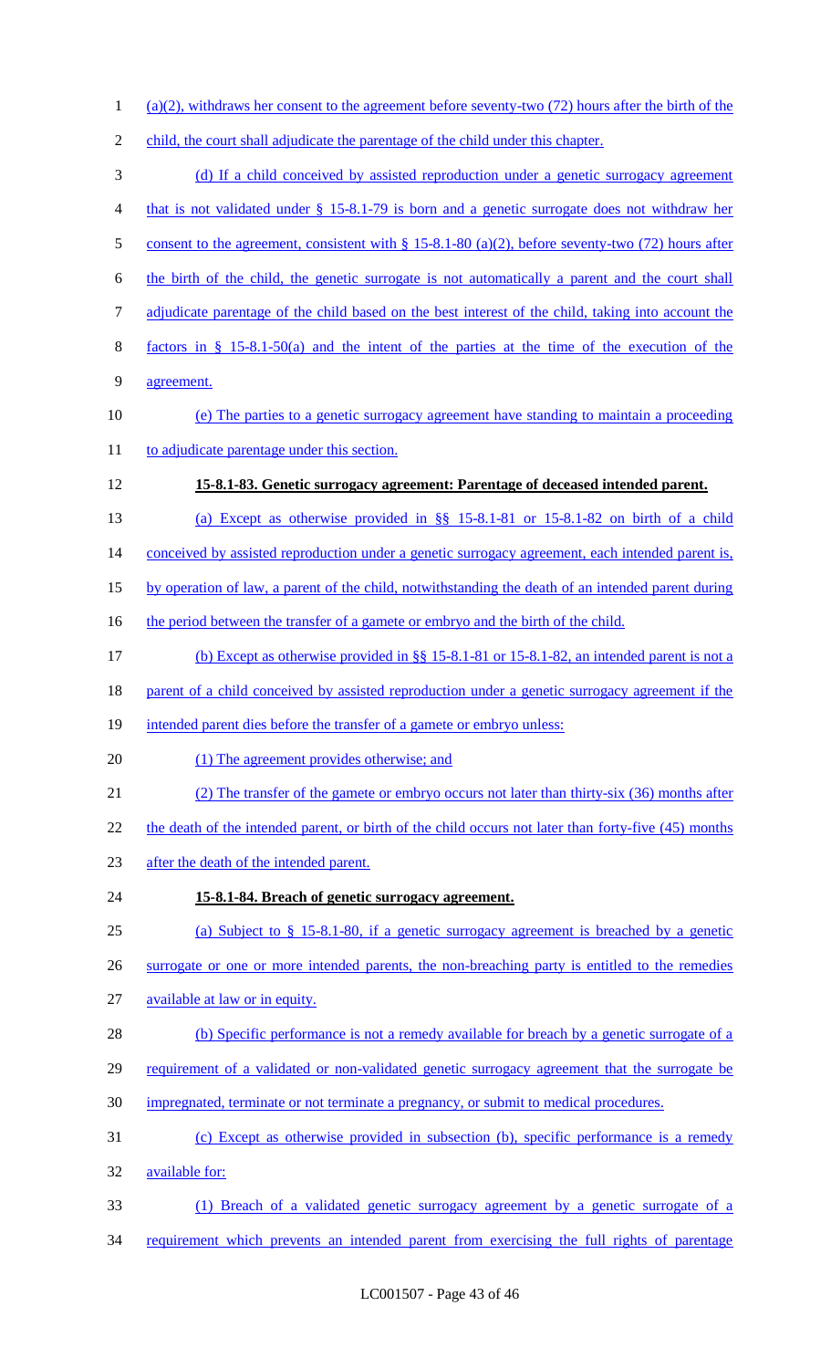(a)(2), withdraws her consent to the agreement before seventy-two (72) hours after the birth of the child, the court shall adjudicate the parentage of the child under this chapter.

(d) If a child conceived by assisted reproduction under a genetic surrogacy agreement that is not validated under § 15-8.1-79 is born and a genetic surrogate does not withdraw her consent to the agreement, consistent with § 15-8.1-80 (a)(2), before seventy-two (72) hours after the birth of the child, the genetic surrogate is not automatically a parent and the court shall adjudicate parentage of the child based on the best interest of the child, taking into account the factors in § 15-8.1-50(a) and the intent of the parties at the time of the execution of the agreement.

(e) The parties to a genetic surrogacy agreement have standing to maintain a proceeding to adjudicate parentage under this section.

**15-8.1-83. Genetic surrogacy agreement: Parentage of deceased intended parent.**

(a) Except as otherwise provided in §§ 15-8.1-81 or 15-8.1-82 on birth of a child conceived by assisted reproduction under a genetic surrogacy agreement, each intended parent is, by operation of law, a parent of the child, notwithstanding the death of an intended parent during the period between the transfer of a gamete or embryo and the birth of the child.

(b) Except as otherwise provided in §§ 15-8.1-81 or 15-8.1-82, an intended parent is not a parent of a child conceived by assisted reproduction under a genetic surrogacy agreement if the intended parent dies before the transfer of a gamete or embryo unless:

(1) The agreement provides otherwise; and

(2) The transfer of the gamete or embryo occurs not later than thirty-six (36) months after the death of the intended parent, or birth of the child occurs not later than forty-five (45) months after the death of the intended parent.

**15-8.1-84. Breach of genetic surrogacy agreement.**

(a) Subject to § 15-8.1-80, if a genetic surrogacy agreement is breached by a genetic surrogate or one or more intended parents, the non-breaching party is entitled to the remedies available at law or in equity.

(b) Specific performance is not a remedy available for breach by a genetic surrogate of a requirement of a validated or non-validated genetic surrogacy agreement that the surrogate be impregnated, terminate or not terminate a pregnancy, or submit to medical procedures.

(c) Except as otherwise provided in subsection (b), specific performance is a remedy available for:

(1) Breach of a validated genetic surrogacy agreement by a genetic surrogate of a requirement which prevents an intended parent from exercising the full rights of parentage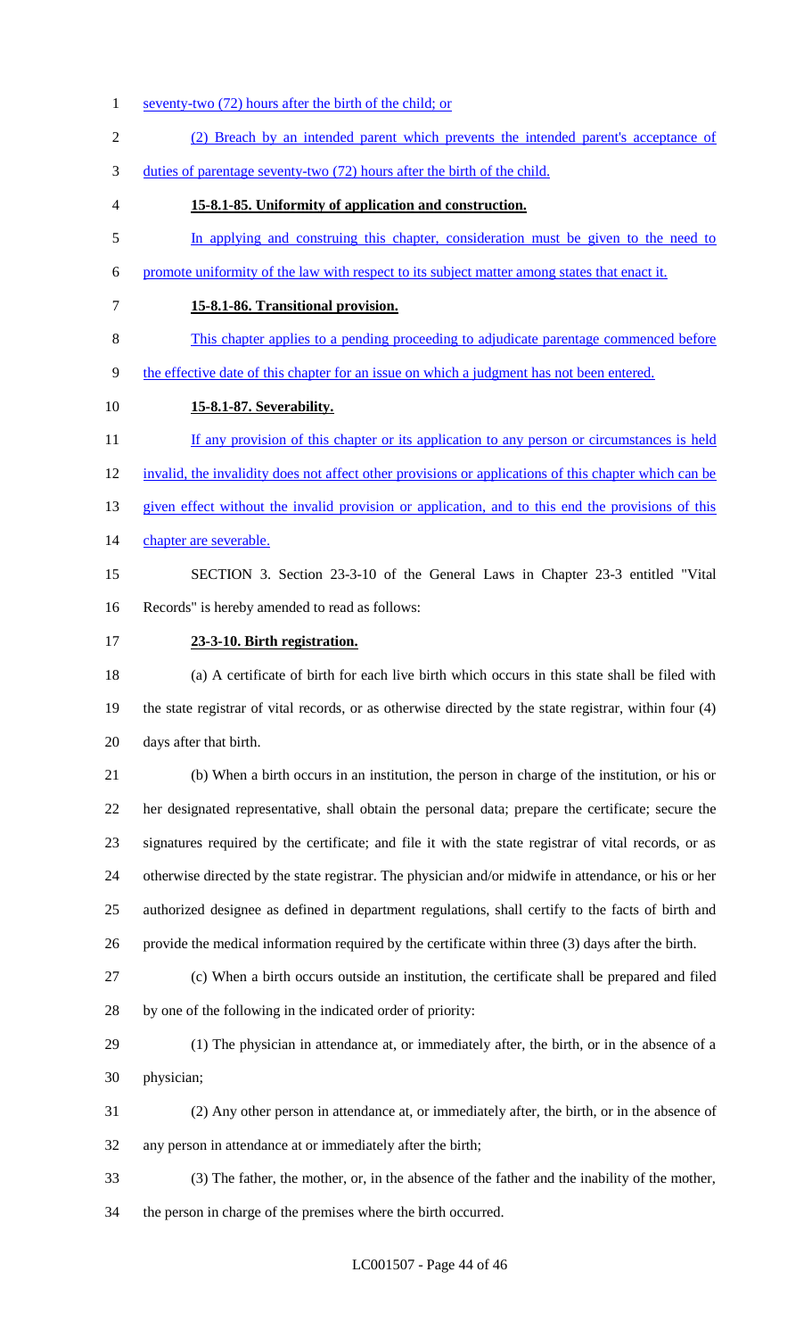seventy-two (72) hours after the birth of the child; or

(2) Breach by an intended parent which prevents the intended parent's acceptance of duties of parentage seventy-two (72) hours after the birth of the child.

**15-8.1-85. Uniformity of application and construction.**

In applying and construing this chapter, consideration must be given to the need to promote uniformity of the law with respect to its subject matter among states that enact it.

**15-8.1-86. Transitional provision.**

This chapter applies to a pending proceeding to adjudicate parentage commenced before the effective date of this chapter for an issue on which a judgment has not been entered.

**15-8.1-87. Severability.**

If any provision of this chapter or its application to any person or circumstances is held invalid, the invalidity does not affect other provisions or applications of this chapter which can be given effect without the invalid provision or application, and to this end the provisions of this chapter are severable.

SECTION 3. Section 23-3-10 of the General Laws in Chapter 23-3 entitled "Vital Records" is hereby amended to read as follows:

**23-3-10. Birth registration.**

(a) A certificate of birth for each live birth which occurs in this state shall be filed with the state registrar of vital records, or as otherwise directed by the state registrar, within four (4) days after that birth.

(b) When a birth occurs in an institution, the person in charge of the institution, or his or her designated representative, shall obtain the personal data; prepare the certificate; secure the signatures required by the certificate; and file it with the state registrar of vital records, or as otherwise directed by the state registrar. The physician and/or midwife in attendance, or his or her authorized designee as defined in department regulations, shall certify to the facts of birth and provide the medical information required by the certificate within three (3) days after the birth.

(c) When a birth occurs outside an institution, the certificate shall be prepared and filed by one of the following in the indicated order of priority:

(1) The physician in attendance at, or immediately after, the birth, or in the absence of a physician;

(2) Any other person in attendance at, or immediately after, the birth, or in the absence of any person in attendance at or immediately after the birth;

(3) The father, the mother, or, in the absence of the father and the inability of the mother, the person in charge of the premises where the birth occurred.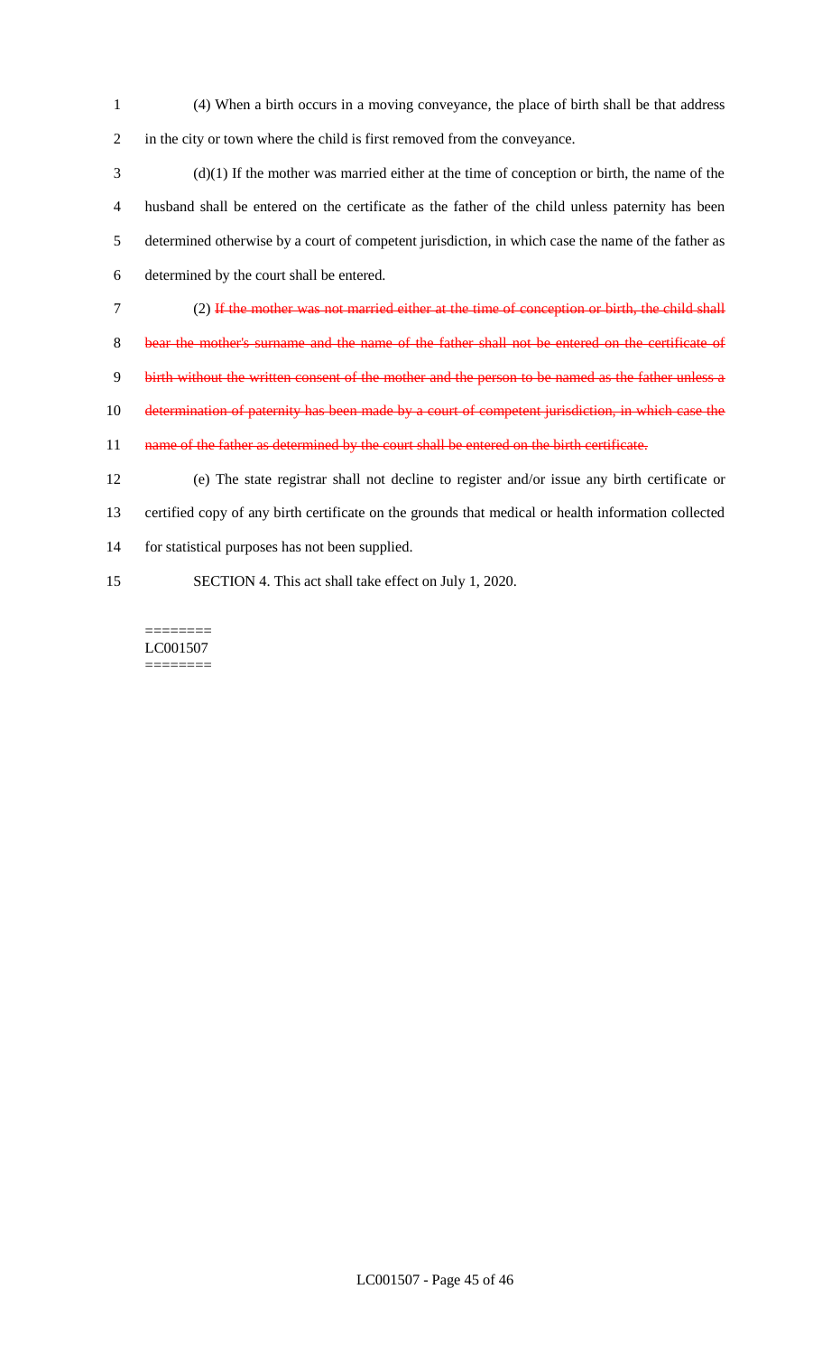(4) When a birth occurs in a moving conveyance, the place of birth shall be that address in the city or town where the child is first removed from the conveyance.

(d)(1) If the mother was married either at the time of conception or birth, the name of the husband shall be entered on the certificate as the father of the child unless paternity has been determined otherwise by a court of competent jurisdiction, in which case the name of the father as determined by the court shall be entered.

(2) ~~If the mother was not married either at the time of conception or birth, the child shall bear the mother's surname and the name of the father shall not be entered on the certificate of birth without the written consent of the mother and the person to be named as the father unless a determination of paternity has been made by a court of competent jurisdiction, in which case the name of the father as determined by the court shall be entered on the birth certificate.~~

(e) The state registrar shall not decline to register and/or issue any birth certificate or certified copy of any birth certificate on the grounds that medical or health information collected for statistical purposes has not been supplied.

SECTION 4. This act shall take effect on July 1, 2020.

========
LC001507
========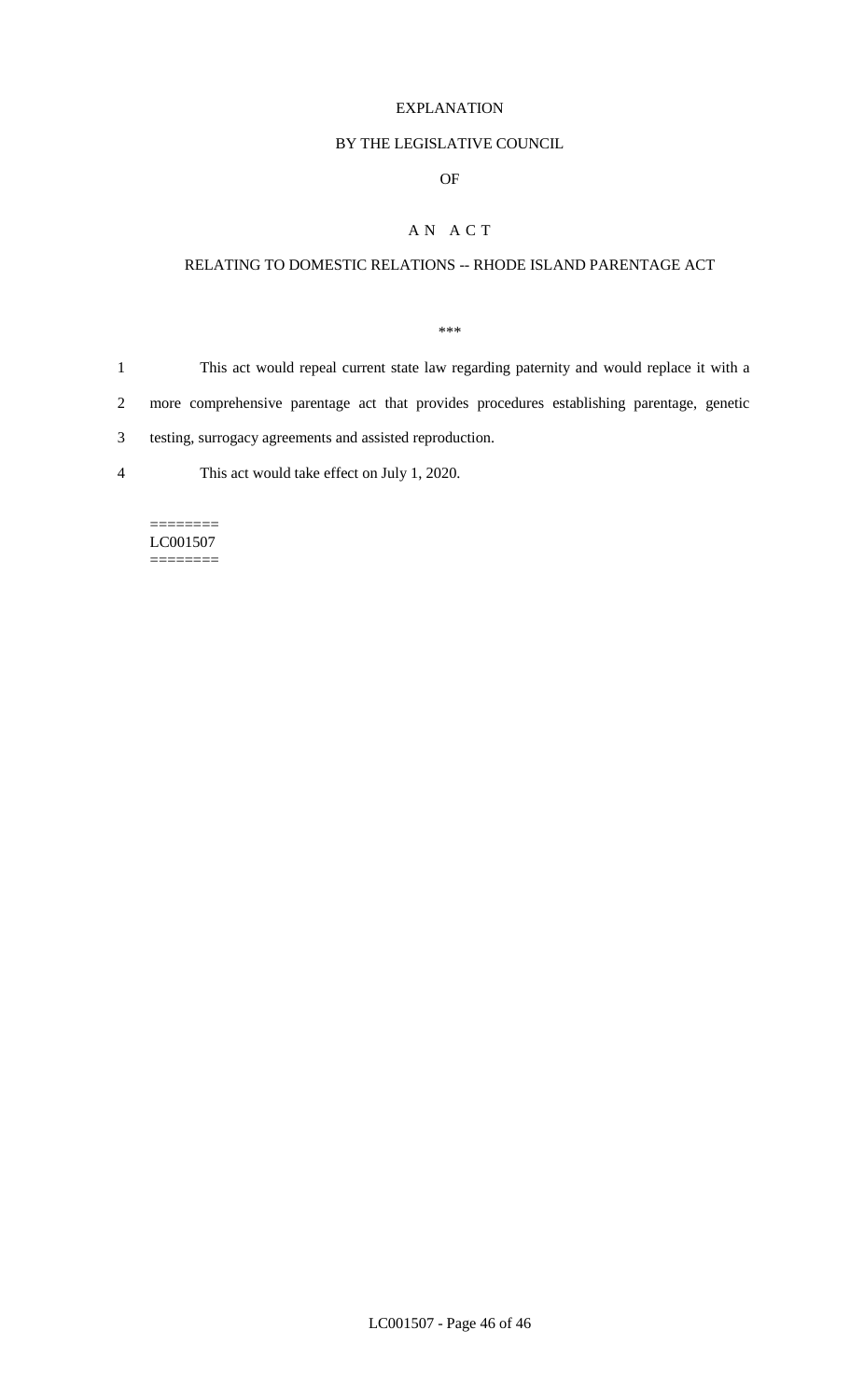EXPLANATION

BY THE LEGISLATIVE COUNCIL

OF

# A N A C T

RELATING TO DOMESTIC RELATIONS -- RHODE ISLAND PARENTAGE ACT

\*\*\*

1 This act would repeal current state law regarding paternity and would replace it with a
2 more comprehensive parentage act that provides procedures establishing parentage, genetic
3 testing, surrogacy agreements and assisted reproduction.
4 This act would take effect on July 1, 2020.

========
LC001507
========